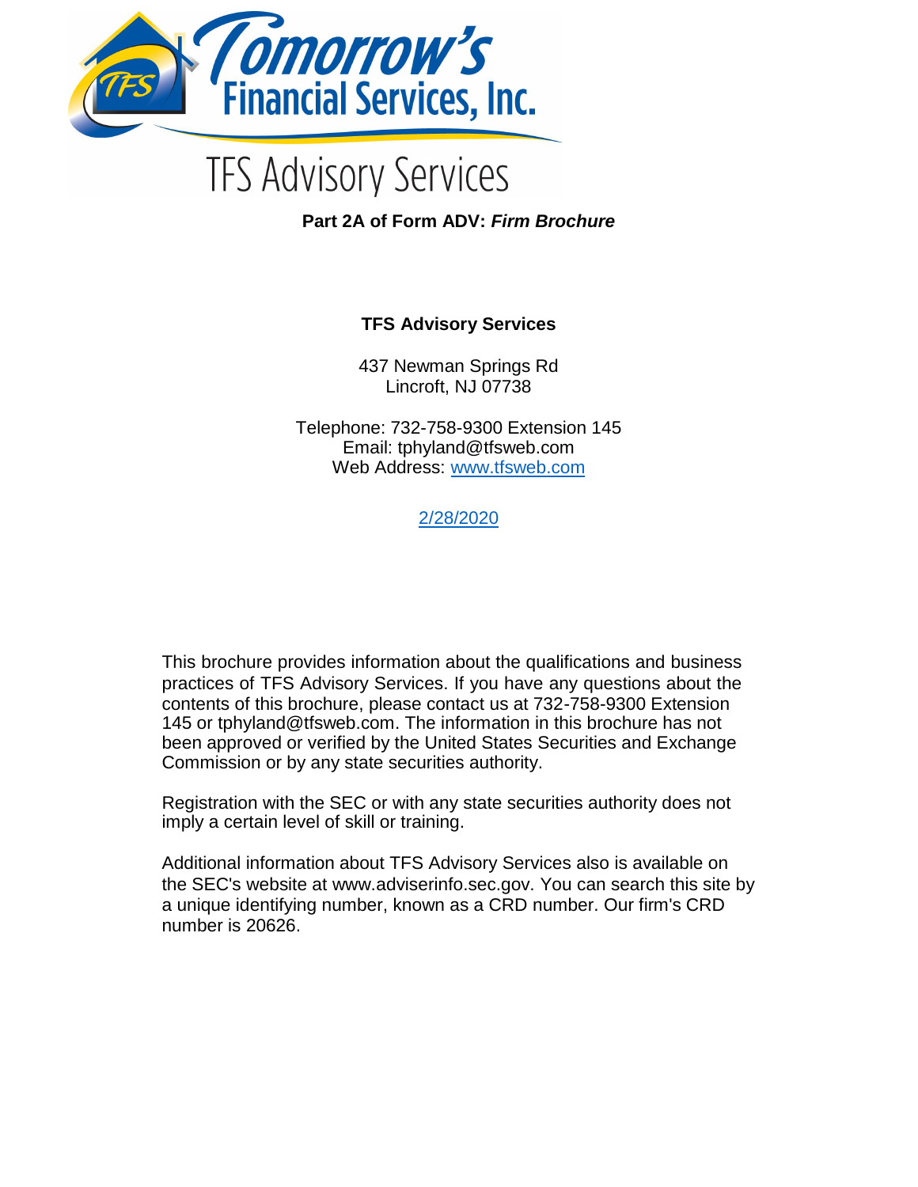# Tomorrow's Financial Services, Inc.

# TFS Advisory Services

**Part 2A of Form ADV: *Firm Brochure***

**TFS Advisory Services**

437 Newman Springs Rd
Lincroft, NJ 07738

Telephone: 732-758-9300 Extension 145
Email: tphyland@tfsweb.com
Web Address: www.tfsweb.com

2/28/2020

This brochure provides information about the qualifications and business practices of TFS Advisory Services. If you have any questions about the contents of this brochure, please contact us at 732-758-9300 Extension 145 or tphyland@tfsweb.com. The information in this brochure has not been approved or verified by the United States Securities and Exchange Commission or by any state securities authority.

Registration with the SEC or with any state securities authority does not imply a certain level of skill or training.

Additional information about TFS Advisory Services also is available on the SEC's website at www.adviserinfo.sec.gov. You can search this site by a unique identifying number, known as a CRD number. Our firm's CRD number is 20626.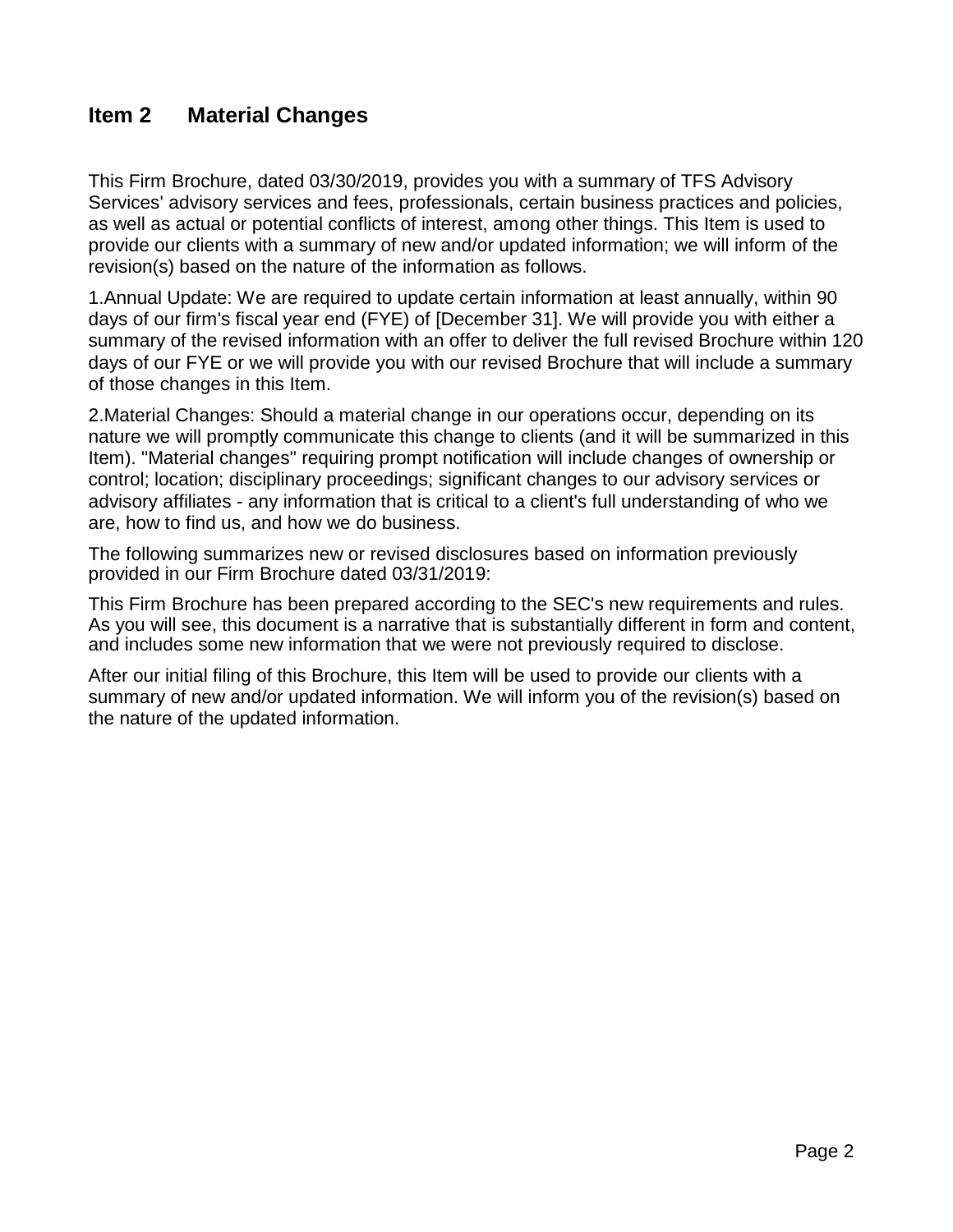## Item 2 Material Changes

This Firm Brochure, dated 03/30/2019, provides you with a summary of TFS Advisory Services' advisory services and fees, professionals, certain business practices and policies, as well as actual or potential conflicts of interest, among other things. This Item is used to provide our clients with a summary of new and/or updated information; we will inform of the revision(s) based on the nature of the information as follows.

1.Annual Update: We are required to update certain information at least annually, within 90 days of our firm's fiscal year end (FYE) of [December 31]. We will provide you with either a summary of the revised information with an offer to deliver the full revised Brochure within 120 days of our FYE or we will provide you with our revised Brochure that will include a summary of those changes in this Item.

2.Material Changes: Should a material change in our operations occur, depending on its nature we will promptly communicate this change to clients (and it will be summarized in this Item). "Material changes" requiring prompt notification will include changes of ownership or control; location; disciplinary proceedings; significant changes to our advisory services or advisory affiliates - any information that is critical to a client's full understanding of who we are, how to find us, and how we do business.

The following summarizes new or revised disclosures based on information previously provided in our Firm Brochure dated 03/31/2019:

This Firm Brochure has been prepared according to the SEC's new requirements and rules. As you will see, this document is a narrative that is substantially different in form and content, and includes some new information that we were not previously required to disclose.

After our initial filing of this Brochure, this Item will be used to provide our clients with a summary of new and/or updated information. We will inform you of the revision(s) based on the nature of the updated information.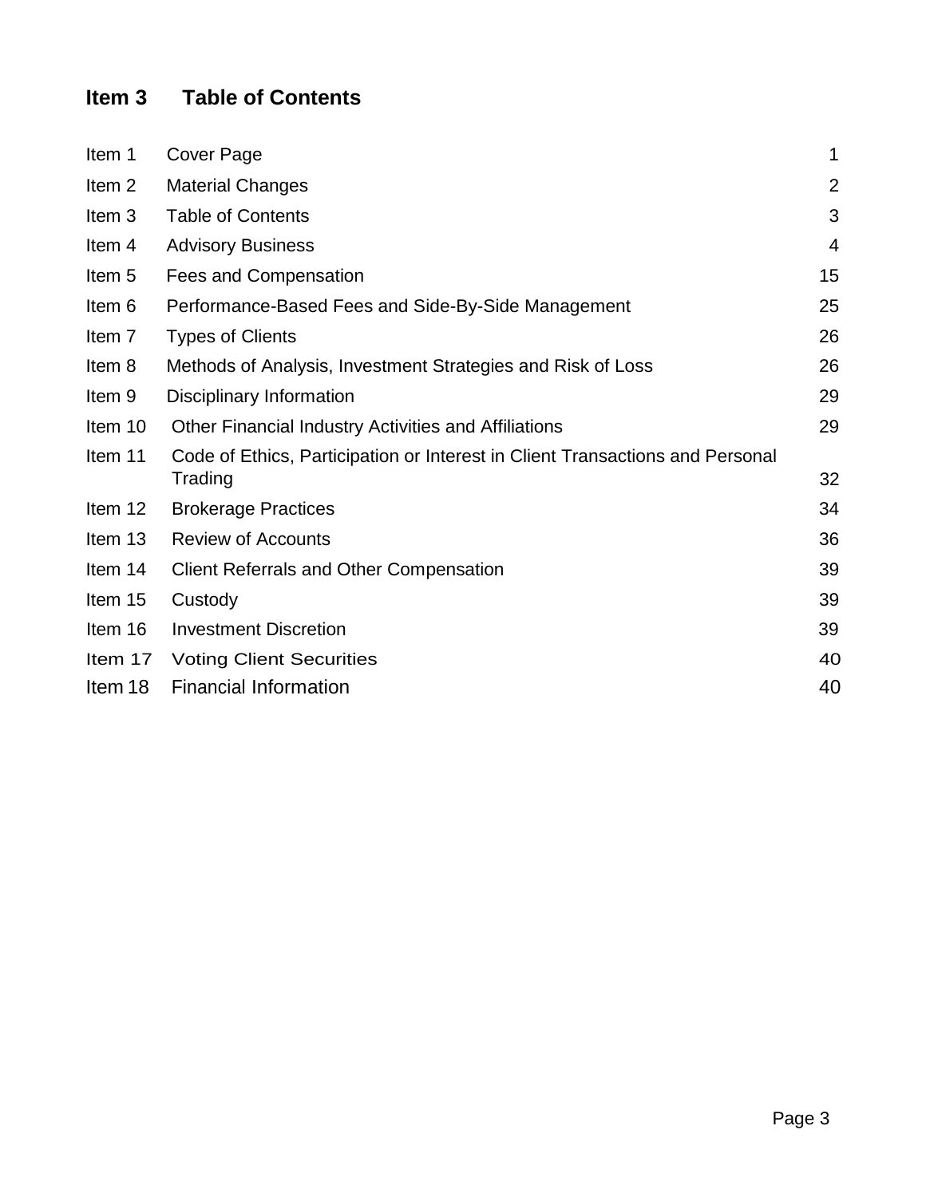## Item 3 Table of Contents

| | | |
|---|---|---|
| Item 1 | Cover Page | 1 |
| Item 2 | Material Changes | 2 |
| Item 3 | Table of Contents | 3 |
| Item 4 | Advisory Business | 4 |
| Item 5 | Fees and Compensation | 15 |
| Item 6 | Performance-Based Fees and Side-By-Side Management | 25 |
| Item 7 | Types of Clients | 26 |
| Item 8 | Methods of Analysis, Investment Strategies and Risk of Loss | 26 |
| Item 9 | Disciplinary Information | 29 |
| Item 10 | Other Financial Industry Activities and Affiliations | 29 |
| Item 11 | Code of Ethics, Participation or Interest in Client Transactions and Personal Trading | 32 |
| Item 12 | Brokerage Practices | 34 |
| Item 13 | Review of Accounts | 36 |
| Item 14 | Client Referrals and Other Compensation | 39 |
| Item 15 | Custody | 39 |
| Item 16 | Investment Discretion | 39 |
| Item 17 | Voting Client Securities | 40 |
| Item 18 | Financial Information | 40 |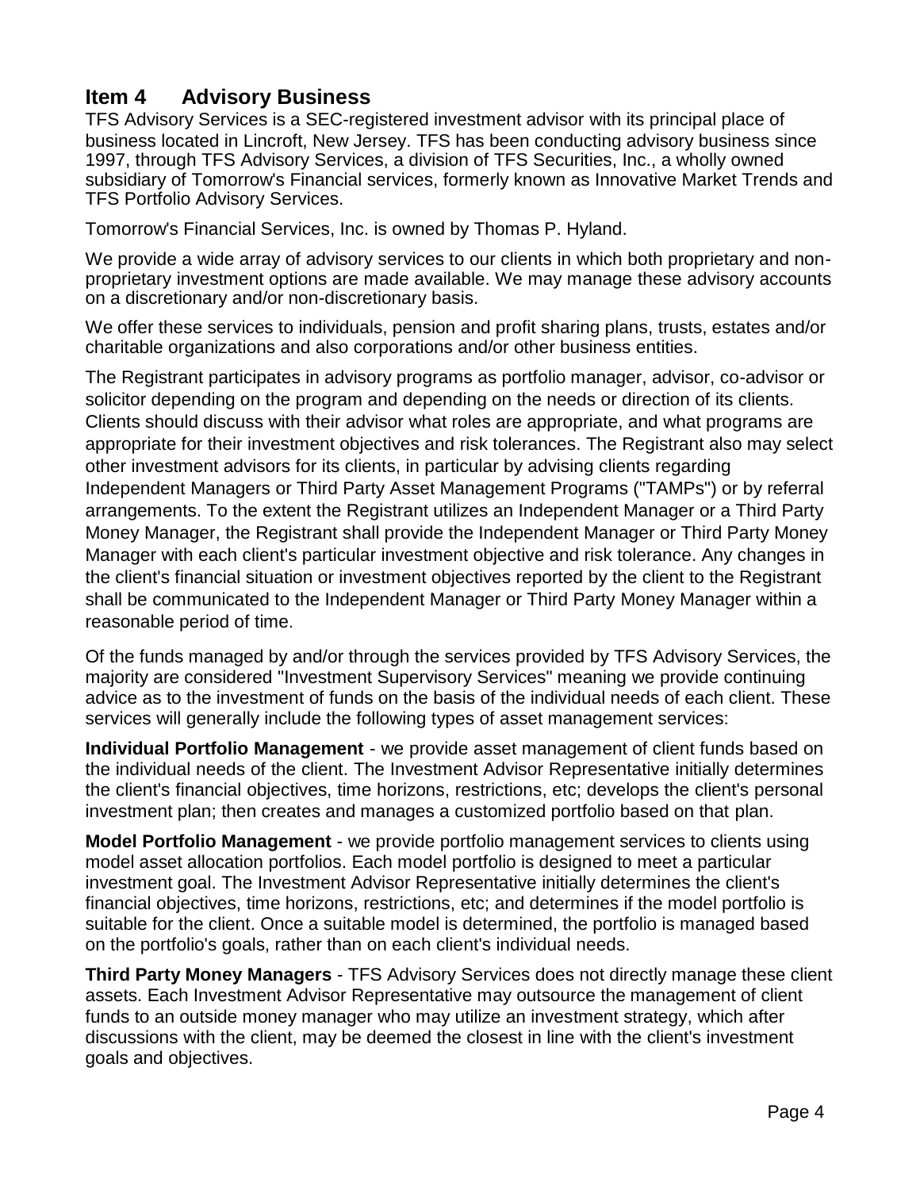## Item 4 Advisory Business

TFS Advisory Services is a SEC-registered investment advisor with its principal place of business located in Lincroft, New Jersey. TFS has been conducting advisory business since 1997, through TFS Advisory Services, a division of TFS Securities, Inc., a wholly owned subsidiary of Tomorrow's Financial services, formerly known as Innovative Market Trends and TFS Portfolio Advisory Services.

Tomorrow's Financial Services, Inc. is owned by Thomas P. Hyland.

We provide a wide array of advisory services to our clients in which both proprietary and non-proprietary investment options are made available. We may manage these advisory accounts on a discretionary and/or non-discretionary basis.

We offer these services to individuals, pension and profit sharing plans, trusts, estates and/or charitable organizations and also corporations and/or other business entities.

The Registrant participates in advisory programs as portfolio manager, advisor, co-advisor or solicitor depending on the program and depending on the needs or direction of its clients. Clients should discuss with their advisor what roles are appropriate, and what programs are appropriate for their investment objectives and risk tolerances. The Registrant also may select other investment advisors for its clients, in particular by advising clients regarding Independent Managers or Third Party Asset Management Programs ("TAMPs") or by referral arrangements. To the extent the Registrant utilizes an Independent Manager or a Third Party Money Manager, the Registrant shall provide the Independent Manager or Third Party Money Manager with each client's particular investment objective and risk tolerance. Any changes in the client's financial situation or investment objectives reported by the client to the Registrant shall be communicated to the Independent Manager or Third Party Money Manager within a reasonable period of time.

Of the funds managed by and/or through the services provided by TFS Advisory Services, the majority are considered "Investment Supervisory Services" meaning we provide continuing advice as to the investment of funds on the basis of the individual needs of each client. These services will generally include the following types of asset management services:

**Individual Portfolio Management** - we provide asset management of client funds based on the individual needs of the client. The Investment Advisor Representative initially determines the client's financial objectives, time horizons, restrictions, etc; develops the client's personal investment plan; then creates and manages a customized portfolio based on that plan.

**Model Portfolio Management** - we provide portfolio management services to clients using model asset allocation portfolios. Each model portfolio is designed to meet a particular investment goal. The Investment Advisor Representative initially determines the client's financial objectives, time horizons, restrictions, etc; and determines if the model portfolio is suitable for the client. Once a suitable model is determined, the portfolio is managed based on the portfolio's goals, rather than on each client's individual needs.

**Third Party Money Managers** - TFS Advisory Services does not directly manage these client assets. Each Investment Advisor Representative may outsource the management of client funds to an outside money manager who may utilize an investment strategy, which after discussions with the client, may be deemed the closest in line with the client's investment goals and objectives.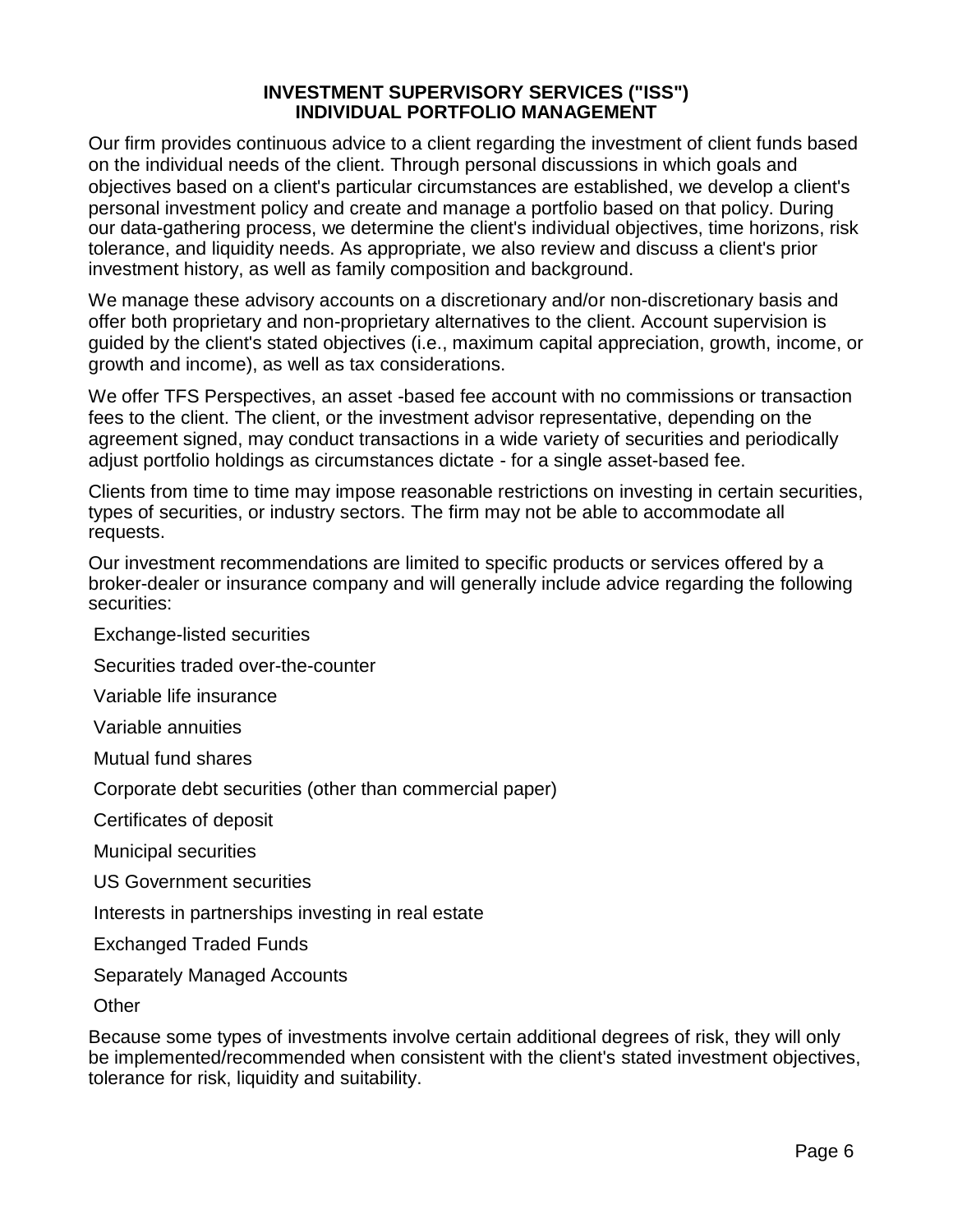## INVESTMENT SUPERVISORY SERVICES ("ISS")
## INDIVIDUAL PORTFOLIO MANAGEMENT

Our firm provides continuous advice to a client regarding the investment of client funds based on the individual needs of the client. Through personal discussions in which goals and objectives based on a client's particular circumstances are established, we develop a client's personal investment policy and create and manage a portfolio based on that policy. During our data-gathering process, we determine the client's individual objectives, time horizons, risk tolerance, and liquidity needs. As appropriate, we also review and discuss a client's prior investment history, as well as family composition and background.

We manage these advisory accounts on a discretionary and/or non-discretionary basis and offer both proprietary and non-proprietary alternatives to the client. Account supervision is guided by the client's stated objectives (i.e., maximum capital appreciation, growth, income, or growth and income), as well as tax considerations.

We offer TFS Perspectives, an asset -based fee account with no commissions or transaction fees to the client. The client, or the investment advisor representative, depending on the agreement signed, may conduct transactions in a wide variety of securities and periodically adjust portfolio holdings as circumstances dictate - for a single asset-based fee.

Clients from time to time may impose reasonable restrictions on investing in certain securities, types of securities, or industry sectors. The firm may not be able to accommodate all requests.

Our investment recommendations are limited to specific products or services offered by a broker-dealer or insurance company and will generally include advice regarding the following securities:

- Exchange-listed securities
- Securities traded over-the-counter
- Variable life insurance
- Variable annuities
- Mutual fund shares
- Corporate debt securities (other than commercial paper)
- Certificates of deposit
- Municipal securities
- US Government securities
- Interests in partnerships investing in real estate
- Exchanged Traded Funds
- Separately Managed Accounts
- Other

Because some types of investments involve certain additional degrees of risk, they will only be implemented/recommended when consistent with the client's stated investment objectives, tolerance for risk, liquidity and suitability.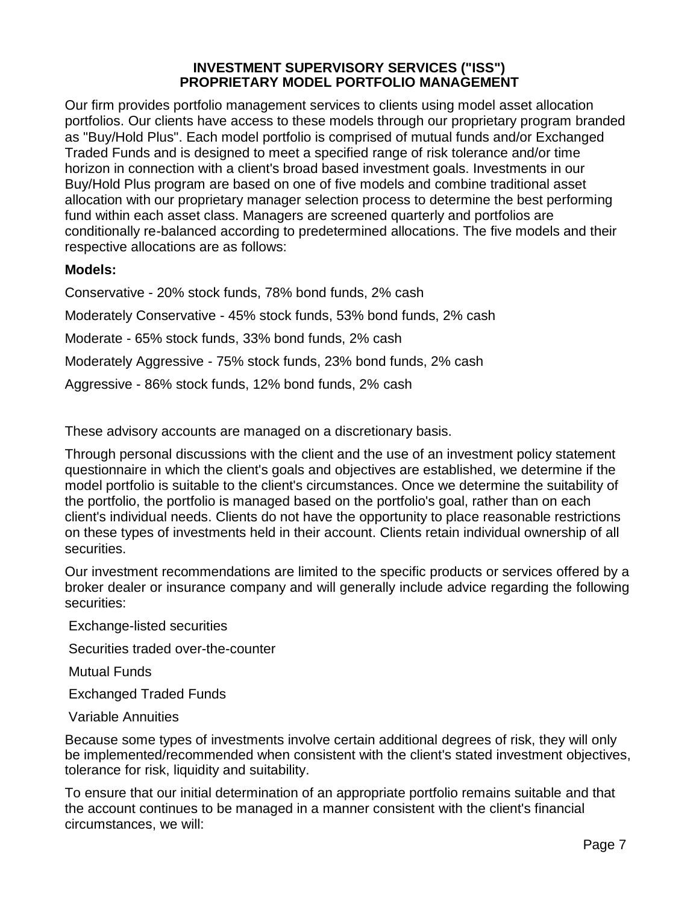## INVESTMENT SUPERVISORY SERVICES ("ISS")
## PROPRIETARY MODEL PORTFOLIO MANAGEMENT

Our firm provides portfolio management services to clients using model asset allocation portfolios. Our clients have access to these models through our proprietary program branded as "Buy/Hold Plus". Each model portfolio is comprised of mutual funds and/or Exchanged Traded Funds and is designed to meet a specified range of risk tolerance and/or time horizon in connection with a client's broad based investment goals. Investments in our Buy/Hold Plus program are based on one of five models and combine traditional asset allocation with our proprietary manager selection process to determine the best performing fund within each asset class. Managers are screened quarterly and portfolios are conditionally re-balanced according to predetermined allocations. The five models and their respective allocations are as follows:

**Models:**

Conservative - 20% stock funds, 78% bond funds, 2% cash

Moderately Conservative - 45% stock funds, 53% bond funds, 2% cash

Moderate - 65% stock funds, 33% bond funds, 2% cash

Moderately Aggressive - 75% stock funds, 23% bond funds, 2% cash

Aggressive - 86% stock funds, 12% bond funds, 2% cash

These advisory accounts are managed on a discretionary basis.

Through personal discussions with the client and the use of an investment policy statement questionnaire in which the client's goals and objectives are established, we determine if the model portfolio is suitable to the client's circumstances. Once we determine the suitability of the portfolio, the portfolio is managed based on the portfolio's goal, rather than on each client's individual needs. Clients do not have the opportunity to place reasonable restrictions on these types of investments held in their account. Clients retain individual ownership of all securities.

Our investment recommendations are limited to the specific products or services offered by a broker dealer or insurance company and will generally include advice regarding the following securities:

Exchange-listed securities

Securities traded over-the-counter

Mutual Funds

Exchanged Traded Funds

Variable Annuities

Because some types of investments involve certain additional degrees of risk, they will only be implemented/recommended when consistent with the client's stated investment objectives, tolerance for risk, liquidity and suitability.

To ensure that our initial determination of an appropriate portfolio remains suitable and that the account continues to be managed in a manner consistent with the client's financial circumstances, we will: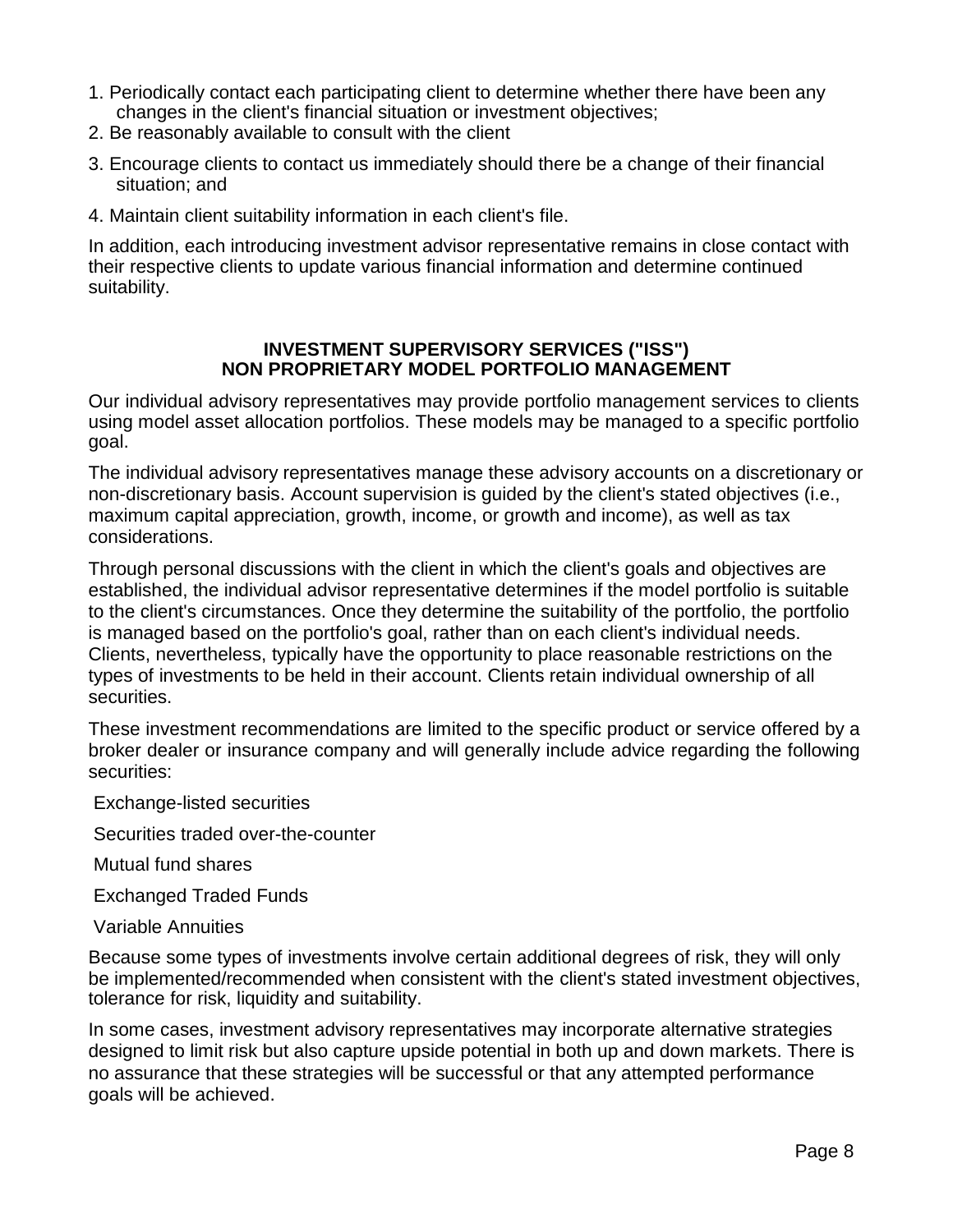1. Periodically contact each participating client to determine whether there have been any changes in the client's financial situation or investment objectives;
2. Be reasonably available to consult with the client
3. Encourage clients to contact us immediately should there be a change of their financial situation; and
4. Maintain client suitability information in each client's file.

In addition, each introducing investment advisor representative remains in close contact with their respective clients to update various financial information and determine continued suitability.

## INVESTMENT SUPERVISORY SERVICES ("ISS")
## NON PROPRIETARY MODEL PORTFOLIO MANAGEMENT

Our individual advisory representatives may provide portfolio management services to clients using model asset allocation portfolios. These models may be managed to a specific portfolio goal.

The individual advisory representatives manage these advisory accounts on a discretionary or non-discretionary basis. Account supervision is guided by the client's stated objectives (i.e., maximum capital appreciation, growth, income, or growth and income), as well as tax considerations.

Through personal discussions with the client in which the client's goals and objectives are established, the individual advisor representative determines if the model portfolio is suitable to the client's circumstances. Once they determine the suitability of the portfolio, the portfolio is managed based on the portfolio's goal, rather than on each client's individual needs. Clients, nevertheless, typically have the opportunity to place reasonable restrictions on the types of investments to be held in their account. Clients retain individual ownership of all securities.

These investment recommendations are limited to the specific product or service offered by a broker dealer or insurance company and will generally include advice regarding the following securities:

- Exchange-listed securities
- Securities traded over-the-counter
- Mutual fund shares
- Exchanged Traded Funds
- Variable Annuities

Because some types of investments involve certain additional degrees of risk, they will only be implemented/recommended when consistent with the client's stated investment objectives, tolerance for risk, liquidity and suitability.

In some cases, investment advisory representatives may incorporate alternative strategies designed to limit risk but also capture upside potential in both up and down markets. There is no assurance that these strategies will be successful or that any attempted performance goals will be achieved.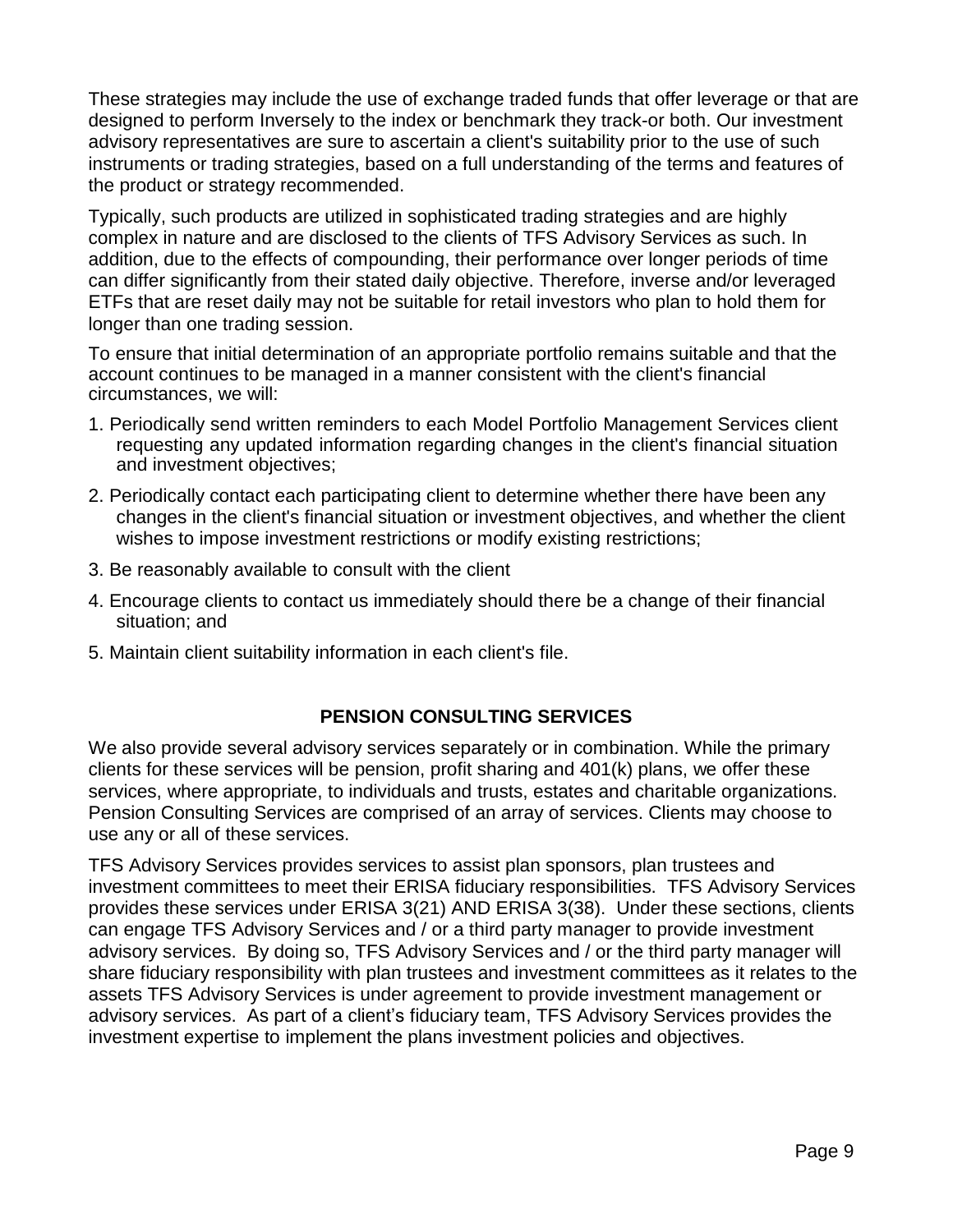These strategies may include the use of exchange traded funds that offer leverage or that are designed to perform Inversely to the index or benchmark they track-or both. Our investment advisory representatives are sure to ascertain a client's suitability prior to the use of such instruments or trading strategies, based on a full understanding of the terms and features of the product or strategy recommended.

Typically, such products are utilized in sophisticated trading strategies and are highly complex in nature and are disclosed to the clients of TFS Advisory Services as such. In addition, due to the effects of compounding, their performance over longer periods of time can differ significantly from their stated daily objective. Therefore, inverse and/or leveraged ETFs that are reset daily may not be suitable for retail investors who plan to hold them for longer than one trading session.

To ensure that initial determination of an appropriate portfolio remains suitable and that the account continues to be managed in a manner consistent with the client's financial circumstances, we will:

1. Periodically send written reminders to each Model Portfolio Management Services client requesting any updated information regarding changes in the client's financial situation and investment objectives;
2. Periodically contact each participating client to determine whether there have been any changes in the client's financial situation or investment objectives, and whether the client wishes to impose investment restrictions or modify existing restrictions;
3. Be reasonably available to consult with the client
4. Encourage clients to contact us immediately should there be a change of their financial situation; and
5. Maintain client suitability information in each client's file.

## PENSION CONSULTING SERVICES

We also provide several advisory services separately or in combination. While the primary clients for these services will be pension, profit sharing and 401(k) plans, we offer these services, where appropriate, to individuals and trusts, estates and charitable organizations. Pension Consulting Services are comprised of an array of services. Clients may choose to use any or all of these services.

TFS Advisory Services provides services to assist plan sponsors, plan trustees and investment committees to meet their ERISA fiduciary responsibilities. TFS Advisory Services provides these services under ERISA 3(21) AND ERISA 3(38). Under these sections, clients can engage TFS Advisory Services and / or a third party manager to provide investment advisory services. By doing so, TFS Advisory Services and / or the third party manager will share fiduciary responsibility with plan trustees and investment committees as it relates to the assets TFS Advisory Services is under agreement to provide investment management or advisory services. As part of a client's fiduciary team, TFS Advisory Services provides the investment expertise to implement the plans investment policies and objectives.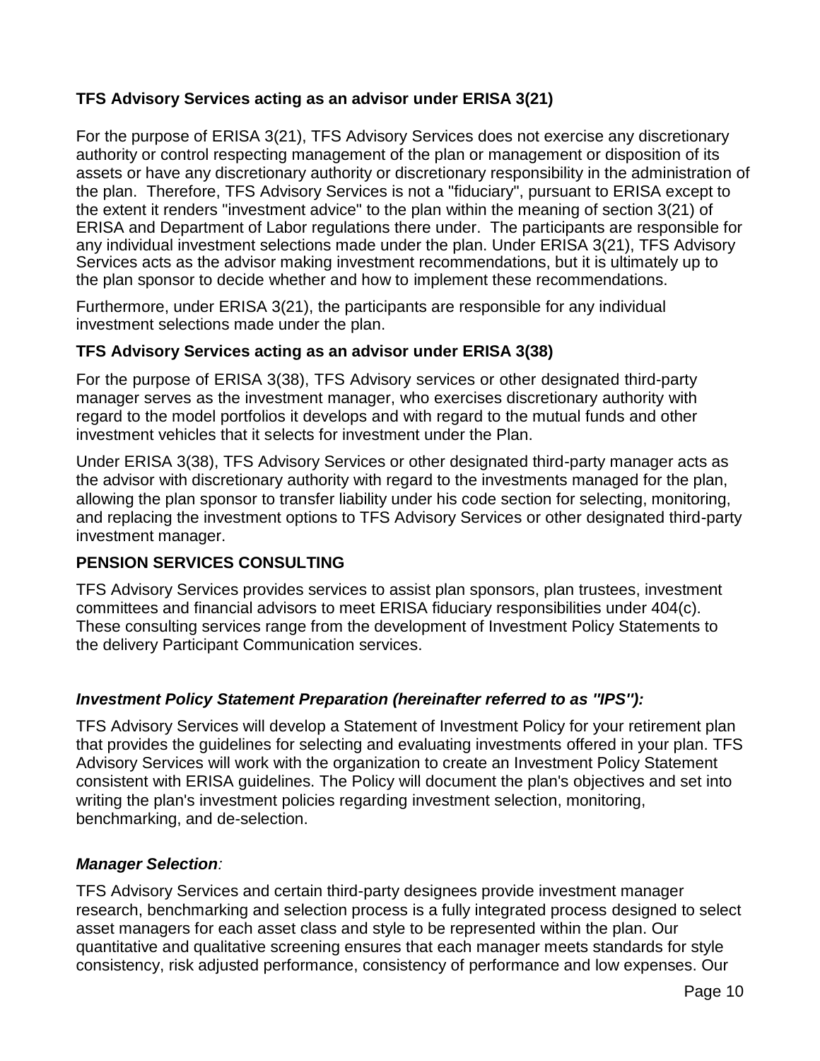### TFS Advisory Services acting as an advisor under ERISA 3(21)

For the purpose of ERISA 3(21), TFS Advisory Services does not exercise any discretionary authority or control respecting management of the plan or management or disposition of its assets or have any discretionary authority or discretionary responsibility in the administration of the plan. Therefore, TFS Advisory Services is not a "fiduciary", pursuant to ERISA except to the extent it renders "investment advice" to the plan within the meaning of section 3(21) of ERISA and Department of Labor regulations there under. The participants are responsible for any individual investment selections made under the plan. Under ERISA 3(21), TFS Advisory Services acts as the advisor making investment recommendations, but it is ultimately up to the plan sponsor to decide whether and how to implement these recommendations.

Furthermore, under ERISA 3(21), the participants are responsible for any individual investment selections made under the plan.

### TFS Advisory Services acting as an advisor under ERISA 3(38)

For the purpose of ERISA 3(38), TFS Advisory services or other designated third-party manager serves as the investment manager, who exercises discretionary authority with regard to the model portfolios it develops and with regard to the mutual funds and other investment vehicles that it selects for investment under the Plan.

Under ERISA 3(38), TFS Advisory Services or other designated third-party manager acts as the advisor with discretionary authority with regard to the investments managed for the plan, allowing the plan sponsor to transfer liability under his code section for selecting, monitoring, and replacing the investment options to TFS Advisory Services or other designated third-party investment manager.

### PENSION SERVICES CONSULTING

TFS Advisory Services provides services to assist plan sponsors, plan trustees, investment committees and financial advisors to meet ERISA fiduciary responsibilities under 404(c). These consulting services range from the development of Investment Policy Statements to the delivery Participant Communication services.

#### *Investment Policy Statement Preparation (hereinafter referred to as "IPS"):*

TFS Advisory Services will develop a Statement of Investment Policy for your retirement plan that provides the guidelines for selecting and evaluating investments offered in your plan. TFS Advisory Services will work with the organization to create an Investment Policy Statement consistent with ERISA guidelines. The Policy will document the plan's objectives and set into writing the plan's investment policies regarding investment selection, monitoring, benchmarking, and de-selection.

#### *Manager Selection:*

TFS Advisory Services and certain third-party designees provide investment manager research, benchmarking and selection process is a fully integrated process designed to select asset managers for each asset class and style to be represented within the plan. Our quantitative and qualitative screening ensures that each manager meets standards for style consistency, risk adjusted performance, consistency of performance and low expenses. Our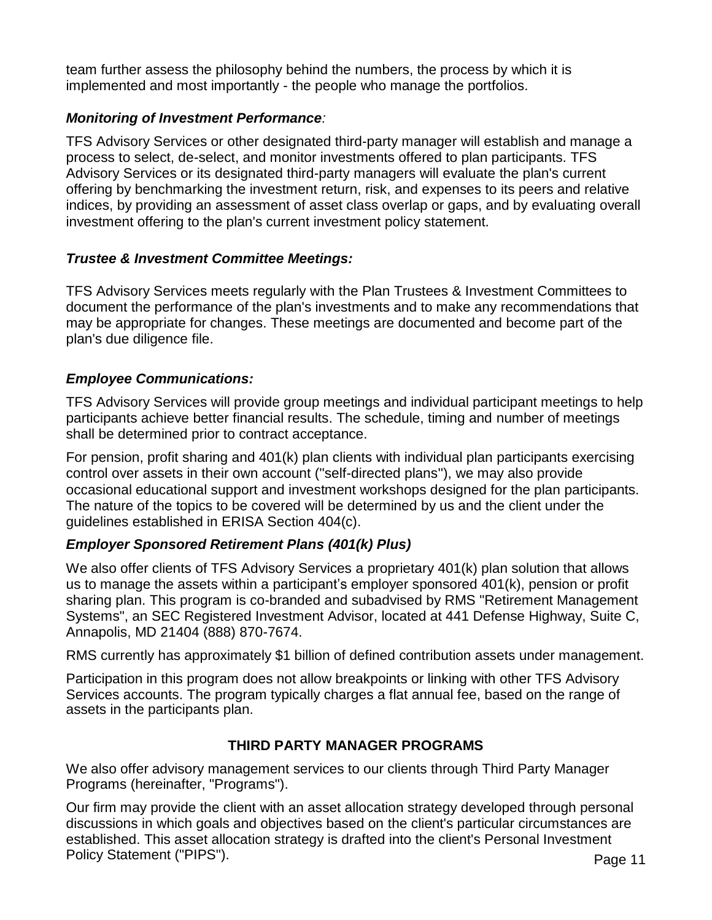team further assess the philosophy behind the numbers, the process by which it is implemented and most importantly - the people who manage the portfolios.

### *Monitoring of Investment Performance:*

TFS Advisory Services or other designated third-party manager will establish and manage a process to select, de-select, and monitor investments offered to plan participants. TFS Advisory Services or its designated third-party managers will evaluate the plan's current offering by benchmarking the investment return, risk, and expenses to its peers and relative indices, by providing an assessment of asset class overlap or gaps, and by evaluating overall investment offering to the plan's current investment policy statement.

### *Trustee & Investment Committee Meetings:*

TFS Advisory Services meets regularly with the Plan Trustees & Investment Committees to document the performance of the plan's investments and to make any recommendations that may be appropriate for changes. These meetings are documented and become part of the plan's due diligence file.

### *Employee Communications:*

TFS Advisory Services will provide group meetings and individual participant meetings to help participants achieve better financial results. The schedule, timing and number of meetings shall be determined prior to contract acceptance.

For pension, profit sharing and 401(k) plan clients with individual plan participants exercising control over assets in their own account ("self-directed plans"), we may also provide occasional educational support and investment workshops designed for the plan participants. The nature of the topics to be covered will be determined by us and the client under the guidelines established in ERISA Section 404(c).

### *Employer Sponsored Retirement Plans (401(k) Plus)*

We also offer clients of TFS Advisory Services a proprietary 401(k) plan solution that allows us to manage the assets within a participant's employer sponsored 401(k), pension or profit sharing plan. This program is co-branded and subadvised by RMS "Retirement Management Systems", an SEC Registered Investment Advisor, located at 441 Defense Highway, Suite C, Annapolis, MD 21404 (888) 870-7674.

RMS currently has approximately $1 billion of defined contribution assets under management.

Participation in this program does not allow breakpoints or linking with other TFS Advisory Services accounts. The program typically charges a flat annual fee, based on the range of assets in the participants plan.

## THIRD PARTY MANAGER PROGRAMS

We also offer advisory management services to our clients through Third Party Manager Programs (hereinafter, "Programs").

Our firm may provide the client with an asset allocation strategy developed through personal discussions in which goals and objectives based on the client's particular circumstances are established. This asset allocation strategy is drafted into the client's Personal Investment Policy Statement ("PIPS").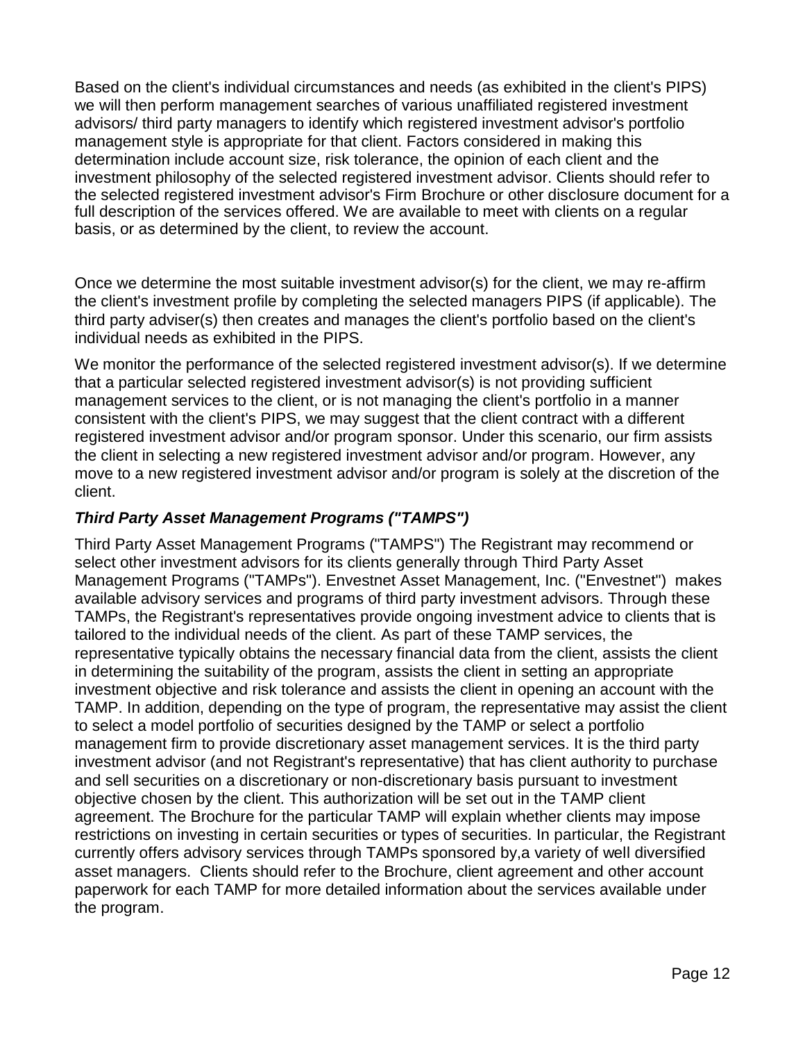Based on the client's individual circumstances and needs (as exhibited in the client's PIPS) we will then perform management searches of various unaffiliated registered investment advisors/ third party managers to identify which registered investment advisor's portfolio management style is appropriate for that client. Factors considered in making this determination include account size, risk tolerance, the opinion of each client and the investment philosophy of the selected registered investment advisor. Clients should refer to the selected registered investment advisor's Firm Brochure or other disclosure document for a full description of the services offered. We are available to meet with clients on a regular basis, or as determined by the client, to review the account.

Once we determine the most suitable investment advisor(s) for the client, we may re-affirm the client's investment profile by completing the selected managers PIPS (if applicable). The third party adviser(s) then creates and manages the client's portfolio based on the client's individual needs as exhibited in the PIPS.

We monitor the performance of the selected registered investment advisor(s). If we determine that a particular selected registered investment advisor(s) is not providing sufficient management services to the client, or is not managing the client's portfolio in a manner consistent with the client's PIPS, we may suggest that the client contract with a different registered investment advisor and/or program sponsor. Under this scenario, our firm assists the client in selecting a new registered investment advisor and/or program. However, any move to a new registered investment advisor and/or program is solely at the discretion of the client.

### *Third Party Asset Management Programs ("TAMPS")*

Third Party Asset Management Programs ("TAMPS") The Registrant may recommend or select other investment advisors for its clients generally through Third Party Asset Management Programs ("TAMPs"). Envestnet Asset Management, Inc. ("Envestnet") makes available advisory services and programs of third party investment advisors. Through these TAMPs, the Registrant's representatives provide ongoing investment advice to clients that is tailored to the individual needs of the client. As part of these TAMP services, the representative typically obtains the necessary financial data from the client, assists the client in determining the suitability of the program, assists the client in setting an appropriate investment objective and risk tolerance and assists the client in opening an account with the TAMP. In addition, depending on the type of program, the representative may assist the client to select a model portfolio of securities designed by the TAMP or select a portfolio management firm to provide discretionary asset management services. It is the third party investment advisor (and not Registrant's representative) that has client authority to purchase and sell securities on a discretionary or non-discretionary basis pursuant to investment objective chosen by the client. This authorization will be set out in the TAMP client agreement. The Brochure for the particular TAMP will explain whether clients may impose restrictions on investing in certain securities or types of securities. In particular, the Registrant currently offers advisory services through TAMPs sponsored by,a variety of well diversified asset managers. Clients should refer to the Brochure, client agreement and other account paperwork for each TAMP for more detailed information about the services available under the program.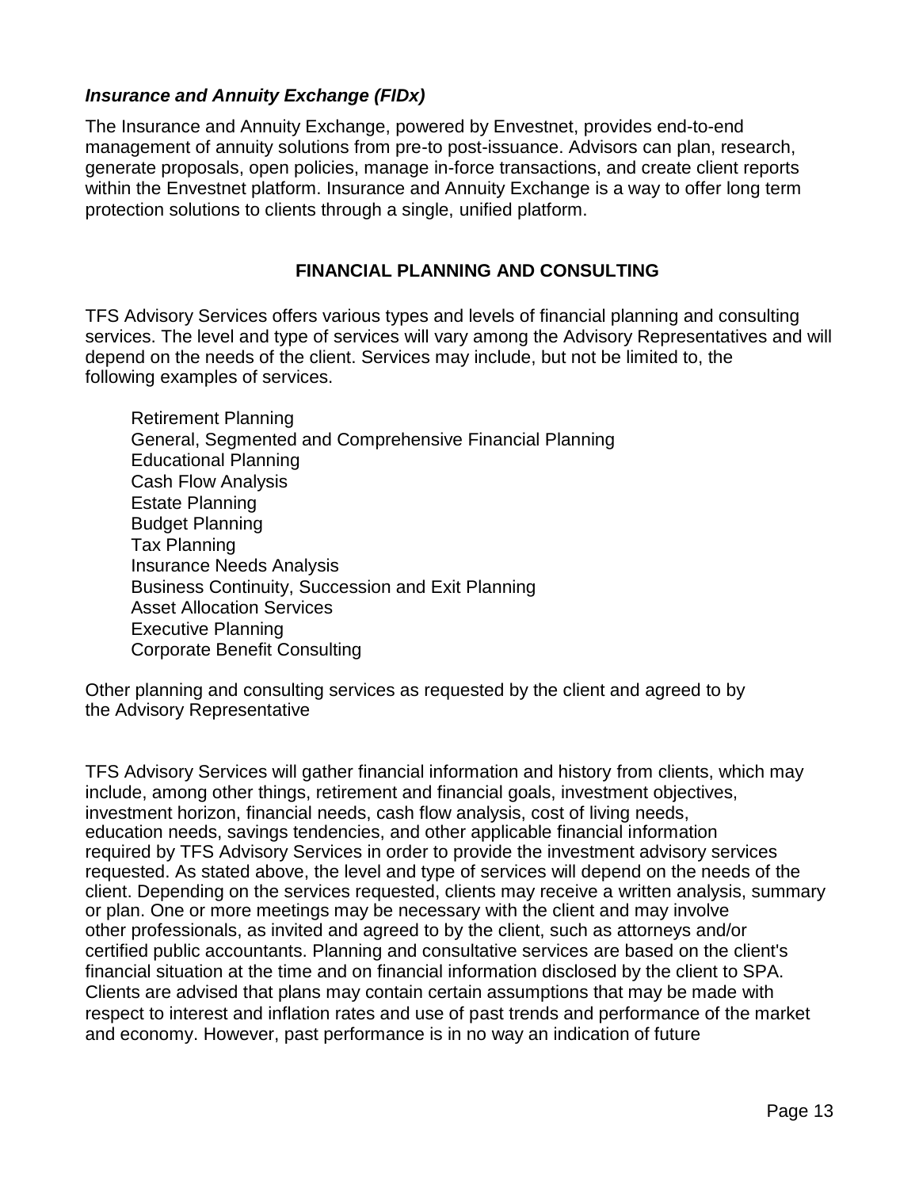### *Insurance and Annuity Exchange (FIDx)*

The Insurance and Annuity Exchange, powered by Envestnet, provides end-to-end management of annuity solutions from pre-to post-issuance. Advisors can plan, research, generate proposals, open policies, manage in-force transactions, and create client reports within the Envestnet platform. Insurance and Annuity Exchange is a way to offer long term protection solutions to clients through a single, unified platform.

## FINANCIAL PLANNING AND CONSULTING

TFS Advisory Services offers various types and levels of financial planning and consulting services. The level and type of services will vary among the Advisory Representatives and will depend on the needs of the client. Services may include, but not be limited to, the following examples of services.

- Retirement Planning
- General, Segmented and Comprehensive Financial Planning
- Educational Planning
- Cash Flow Analysis
- Estate Planning
- Budget Planning
- Tax Planning
- Insurance Needs Analysis
- Business Continuity, Succession and Exit Planning
- Asset Allocation Services
- Executive Planning
- Corporate Benefit Consulting

Other planning and consulting services as requested by the client and agreed to by the Advisory Representative

TFS Advisory Services will gather financial information and history from clients, which may include, among other things, retirement and financial goals, investment objectives, investment horizon, financial needs, cash flow analysis, cost of living needs, education needs, savings tendencies, and other applicable financial information required by TFS Advisory Services in order to provide the investment advisory services requested. As stated above, the level and type of services will depend on the needs of the client. Depending on the services requested, clients may receive a written analysis, summary or plan. One or more meetings may be necessary with the client and may involve other professionals, as invited and agreed to by the client, such as attorneys and/or certified public accountants. Planning and consultative services are based on the client's financial situation at the time and on financial information disclosed by the client to SPA. Clients are advised that plans may contain certain assumptions that may be made with respect to interest and inflation rates and use of past trends and performance of the market and economy. However, past performance is in no way an indication of future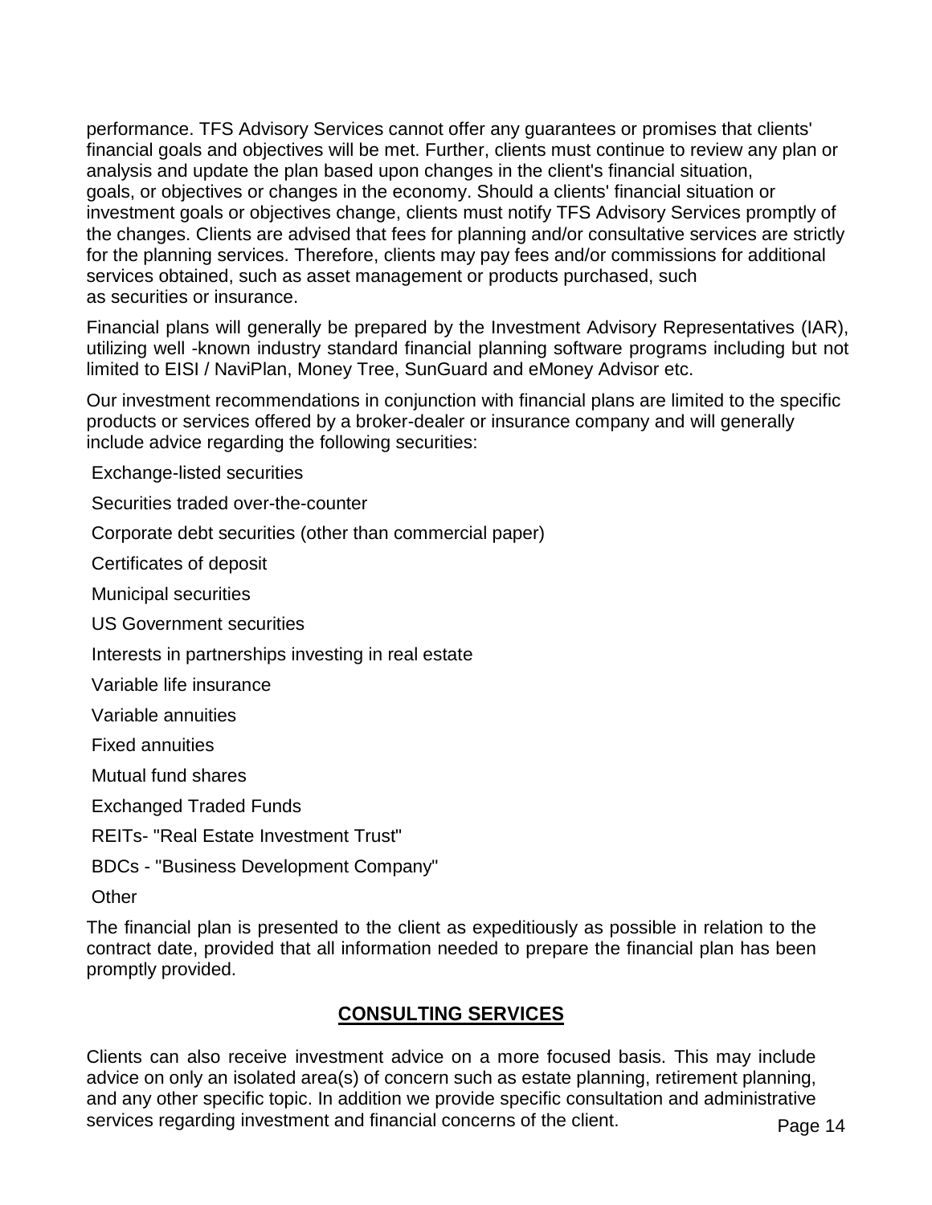performance. TFS Advisory Services cannot offer any guarantees or promises that clients' financial goals and objectives will be met. Further, clients must continue to review any plan or analysis and update the plan based upon changes in the client's financial situation, goals, or objectives or changes in the economy. Should a clients' financial situation or investment goals or objectives change, clients must notify TFS Advisory Services promptly of the changes. Clients are advised that fees for planning and/or consultative services are strictly for the planning services. Therefore, clients may pay fees and/or commissions for additional services obtained, such as asset management or products purchased, such as securities or insurance.

Financial plans will generally be prepared by the Investment Advisory Representatives (IAR), utilizing well -known industry standard financial planning software programs including but not limited to EISI / NaviPlan, Money Tree, SunGuard and eMoney Advisor etc.

Our investment recommendations in conjunction with financial plans are limited to the specific products or services offered by a broker-dealer or insurance company and will generally include advice regarding the following securities:

- Exchange-listed securities
- Securities traded over-the-counter
- Corporate debt securities (other than commercial paper)
- Certificates of deposit
- Municipal securities
- US Government securities
- Interests in partnerships investing in real estate
- Variable life insurance
- Variable annuities
- Fixed annuities
- Mutual fund shares
- Exchanged Traded Funds
- REITs- "Real Estate Investment Trust"
- BDCs - "Business Development Company"
- Other

The financial plan is presented to the client as expeditiously as possible in relation to the contract date, provided that all information needed to prepare the financial plan has been promptly provided.

## CONSULTING SERVICES

Clients can also receive investment advice on a more focused basis. This may include advice on only an isolated area(s) of concern such as estate planning, retirement planning, and any other specific topic. In addition we provide specific consultation and administrative services regarding investment and financial concerns of the client.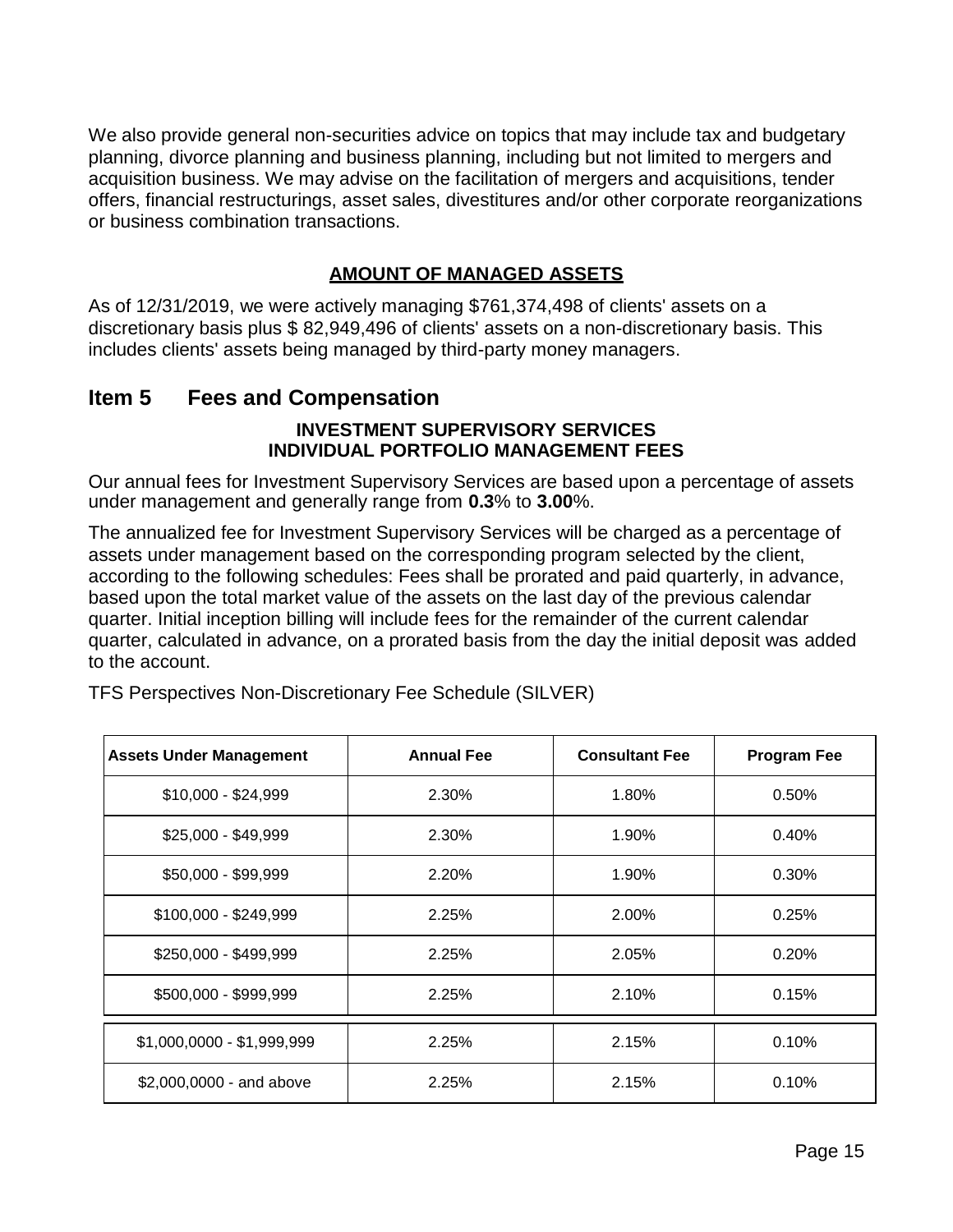We also provide general non-securities advice on topics that may include tax and budgetary planning, divorce planning and business planning, including but not limited to mergers and acquisition business. We may advise on the facilitation of mergers and acquisitions, tender offers, financial restructurings, asset sales, divestitures and/or other corporate reorganizations or business combination transactions.

### AMOUNT OF MANAGED ASSETS

As of 12/31/2019, we were actively managing $761,374,498 of clients' assets on a discretionary basis plus $ 82,949,496 of clients' assets on a non-discretionary basis. This includes clients' assets being managed by third-party money managers.

## Item 5 Fees and Compensation

### INVESTMENT SUPERVISORY SERVICES
### INDIVIDUAL PORTFOLIO MANAGEMENT FEES

Our annual fees for Investment Supervisory Services are based upon a percentage of assets under management and generally range from **0.3**% to **3.00**%.

The annualized fee for Investment Supervisory Services will be charged as a percentage of assets under management based on the corresponding program selected by the client, according to the following schedules: Fees shall be prorated and paid quarterly, in advance, based upon the total market value of the assets on the last day of the previous calendar quarter. Initial inception billing will include fees for the remainder of the current calendar quarter, calculated in advance, on a prorated basis from the day the initial deposit was added to the account.

TFS Perspectives Non-Discretionary Fee Schedule (SILVER)

| Assets Under Management | Annual Fee | Consultant Fee | Program Fee |
|---|---|---|---|
| $10,000 - $24,999 | 2.30% | 1.80% | 0.50% |
| $25,000 - $49,999 | 2.30% | 1.90% | 0.40% |
| $50,000 - $99,999 | 2.20% | 1.90% | 0.30% |
| $100,000 - $249,999 | 2.25% | 2.00% | 0.25% |
| $250,000 - $499,999 | 2.25% | 2.05% | 0.20% |
| $500,000 - $999,999 | 2.25% | 2.10% | 0.15% |
| $1,000,0000 - $1,999,999 | 2.25% | 2.15% | 0.10% |
| $2,000,0000 - and above | 2.25% | 2.15% | 0.10% |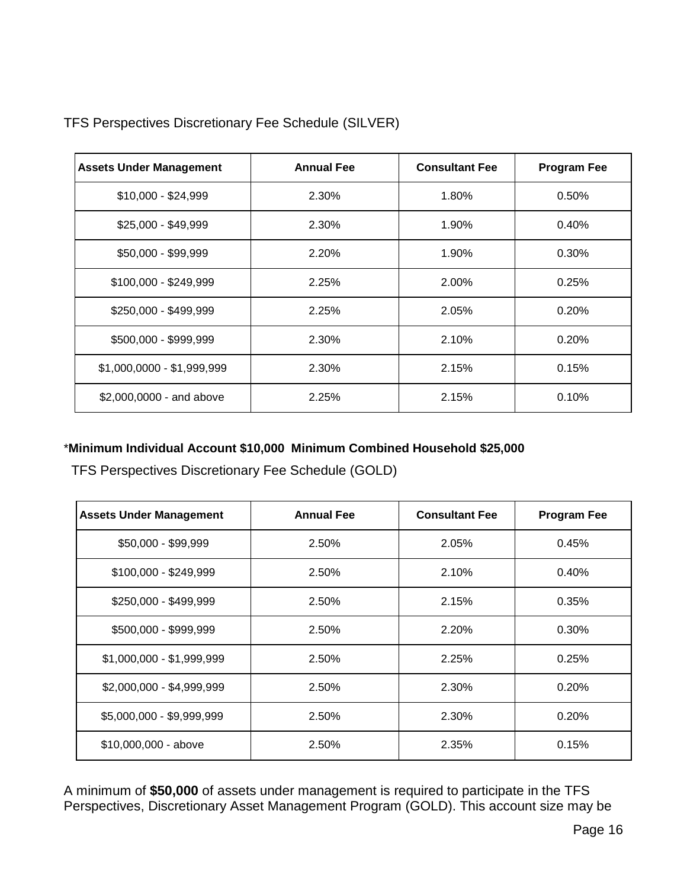TFS Perspectives Discretionary Fee Schedule (SILVER)

| Assets Under Management | Annual Fee | Consultant Fee | Program Fee |
|---|---|---|---|
| $10,000 - $24,999 | 2.30% | 1.80% | 0.50% |
| $25,000 - $49,999 | 2.30% | 1.90% | 0.40% |
| $50,000 - $99,999 | 2.20% | 1.90% | 0.30% |
| $100,000 - $249,999 | 2.25% | 2.00% | 0.25% |
| $250,000 - $499,999 | 2.25% | 2.05% | 0.20% |
| $500,000 - $999,999 | 2.30% | 2.10% | 0.20% |
| $1,000,0000 - $1,999,999 | 2.30% | 2.15% | 0.15% |
| $2,000,0000 - and above | 2.25% | 2.15% | 0.10% |

***Minimum Individual Account $10,000  Minimum Combined Household $25,000**

TFS Perspectives Discretionary Fee Schedule (GOLD)

| Assets Under Management | Annual Fee | Consultant Fee | Program Fee |
|---|---|---|---|
| $50,000 - $99,999 | 2.50% | 2.05% | 0.45% |
| $100,000 - $249,999 | 2.50% | 2.10% | 0.40% |
| $250,000 - $499,999 | 2.50% | 2.15% | 0.35% |
| $500,000 - $999,999 | 2.50% | 2.20% | 0.30% |
| $1,000,000 - $1,999,999 | 2.50% | 2.25% | 0.25% |
| $2,000,000 - $4,999,999 | 2.50% | 2.30% | 0.20% |
| $5,000,000 - $9,999,999 | 2.50% | 2.30% | 0.20% |
| $10,000,000 - above | 2.50% | 2.35% | 0.15% |

A minimum of **$50,000** of assets under management is required to participate in the TFS Perspectives, Discretionary Asset Management Program (GOLD). This account size may be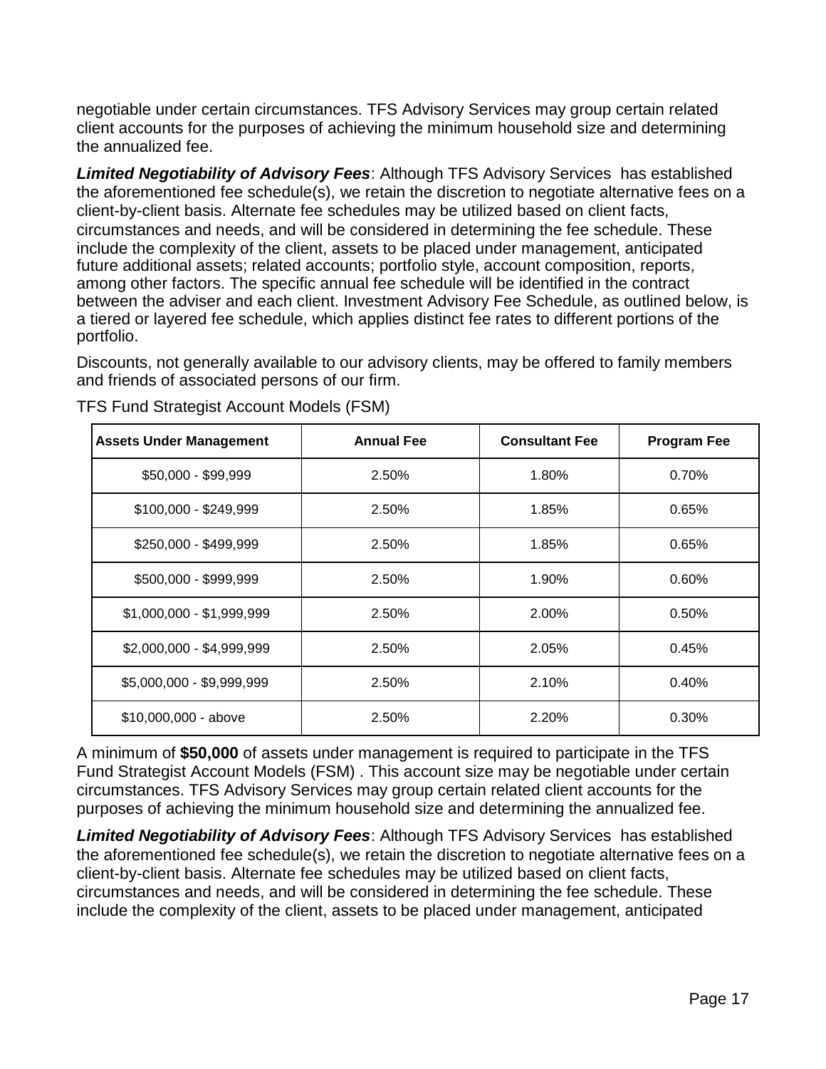negotiable under certain circumstances. TFS Advisory Services may group certain related client accounts for the purposes of achieving the minimum household size and determining the annualized fee.

***Limited Negotiability of Advisory Fees***: Although TFS Advisory Services has established the aforementioned fee schedule(s), we retain the discretion to negotiate alternative fees on a client-by-client basis. Alternate fee schedules may be utilized based on client facts, circumstances and needs, and will be considered in determining the fee schedule. These include the complexity of the client, assets to be placed under management, anticipated future additional assets; related accounts; portfolio style, account composition, reports, among other factors. The specific annual fee schedule will be identified in the contract between the adviser and each client. Investment Advisory Fee Schedule, as outlined below, is a tiered or layered fee schedule, which applies distinct fee rates to different portions of the portfolio.

Discounts, not generally available to our advisory clients, may be offered to family members and friends of associated persons of our firm.

TFS Fund Strategist Account Models (FSM)

| Assets Under Management | Annual Fee | Consultant Fee | Program Fee |
|---|---|---|---|
| $50,000 - $99,999 | 2.50% | 1.80% | 0.70% |
| $100,000 - $249,999 | 2.50% | 1.85% | 0.65% |
| $250,000 - $499,999 | 2.50% | 1.85% | 0.65% |
| $500,000 - $999,999 | 2.50% | 1.90% | 0.60% |
| $1,000,000 - $1,999,999 | 2.50% | 2.00% | 0.50% |
| $2,000,000 - $4,999,999 | 2.50% | 2.05% | 0.45% |
| $5,000,000 - $9,999,999 | 2.50% | 2.10% | 0.40% |
| $10,000,000 - above | 2.50% | 2.20% | 0.30% |

A minimum of **$50,000** of assets under management is required to participate in the TFS Fund Strategist Account Models (FSM) . This account size may be negotiable under certain circumstances. TFS Advisory Services may group certain related client accounts for the purposes of achieving the minimum household size and determining the annualized fee.

***Limited Negotiability of Advisory Fees***: Although TFS Advisory Services has established the aforementioned fee schedule(s), we retain the discretion to negotiate alternative fees on a client-by-client basis. Alternate fee schedules may be utilized based on client facts, circumstances and needs, and will be considered in determining the fee schedule. These include the complexity of the client, assets to be placed under management, anticipated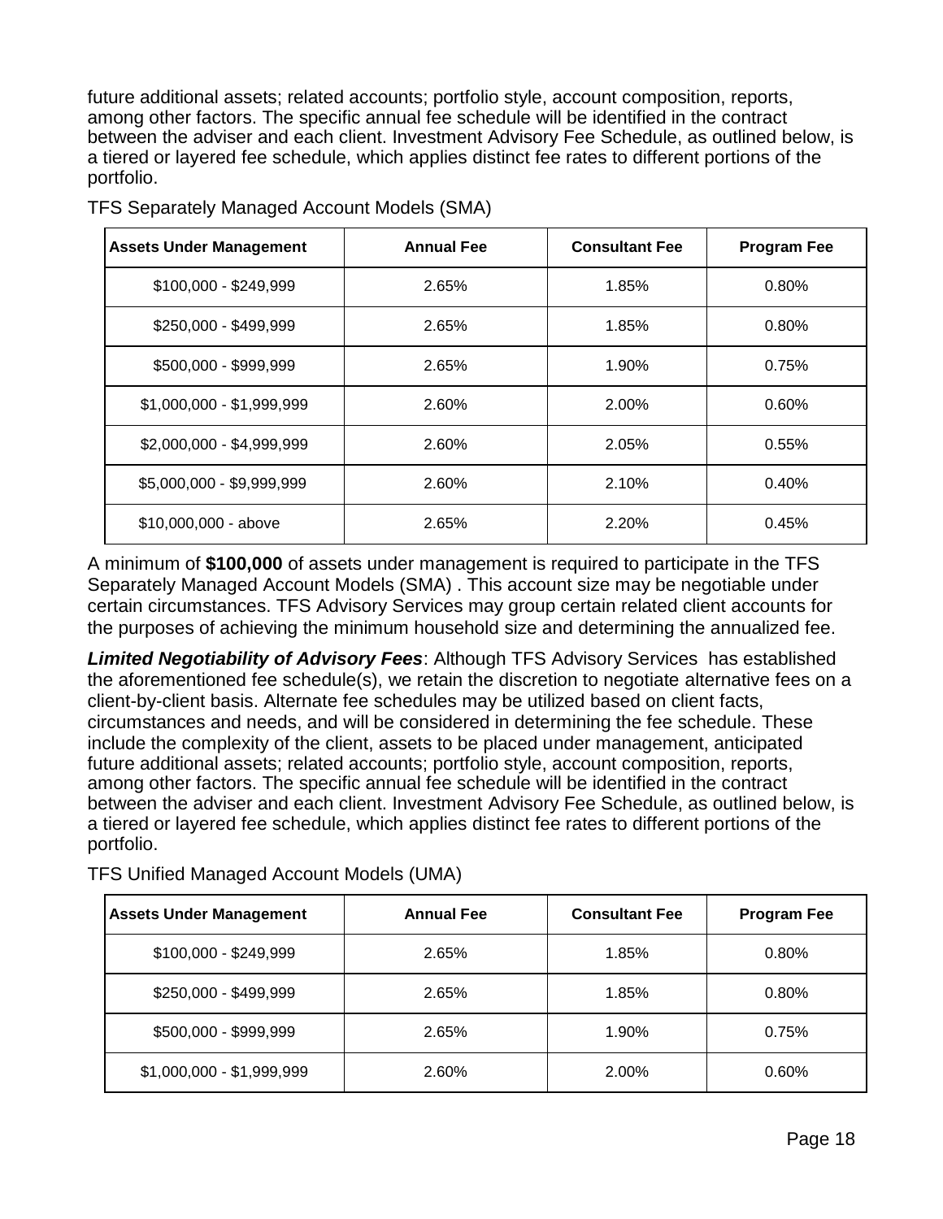future additional assets; related accounts; portfolio style, account composition, reports, among other factors. The specific annual fee schedule will be identified in the contract between the adviser and each client. Investment Advisory Fee Schedule, as outlined below, is a tiered or layered fee schedule, which applies distinct fee rates to different portions of the portfolio.

TFS Separately Managed Account Models (SMA)

| Assets Under Management | Annual Fee | Consultant Fee | Program Fee |
|---|---|---|---|
| $100,000 - $249,999 | 2.65% | 1.85% | 0.80% |
| $250,000 - $499,999 | 2.65% | 1.85% | 0.80% |
| $500,000 - $999,999 | 2.65% | 1.90% | 0.75% |
| $1,000,000 - $1,999,999 | 2.60% | 2.00% | 0.60% |
| $2,000,000 - $4,999,999 | 2.60% | 2.05% | 0.55% |
| $5,000,000 - $9,999,999 | 2.60% | 2.10% | 0.40% |
| $10,000,000 - above | 2.65% | 2.20% | 0.45% |

A minimum of **$100,000** of assets under management is required to participate in the TFS Separately Managed Account Models (SMA) . This account size may be negotiable under certain circumstances. TFS Advisory Services may group certain related client accounts for the purposes of achieving the minimum household size and determining the annualized fee.

***Limited Negotiability of Advisory Fees***: Although TFS Advisory Services has established the aforementioned fee schedule(s), we retain the discretion to negotiate alternative fees on a client-by-client basis. Alternate fee schedules may be utilized based on client facts, circumstances and needs, and will be considered in determining the fee schedule. These include the complexity of the client, assets to be placed under management, anticipated future additional assets; related accounts; portfolio style, account composition, reports, among other factors. The specific annual fee schedule will be identified in the contract between the adviser and each client. Investment Advisory Fee Schedule, as outlined below, is a tiered or layered fee schedule, which applies distinct fee rates to different portions of the portfolio.

TFS Unified Managed Account Models (UMA)

| Assets Under Management | Annual Fee | Consultant Fee | Program Fee |
|---|---|---|---|
| $100,000 - $249,999 | 2.65% | 1.85% | 0.80% |
| $250,000 - $499,999 | 2.65% | 1.85% | 0.80% |
| $500,000 - $999,999 | 2.65% | 1.90% | 0.75% |
| $1,000,000 - $1,999,999 | 2.60% | 2.00% | 0.60% |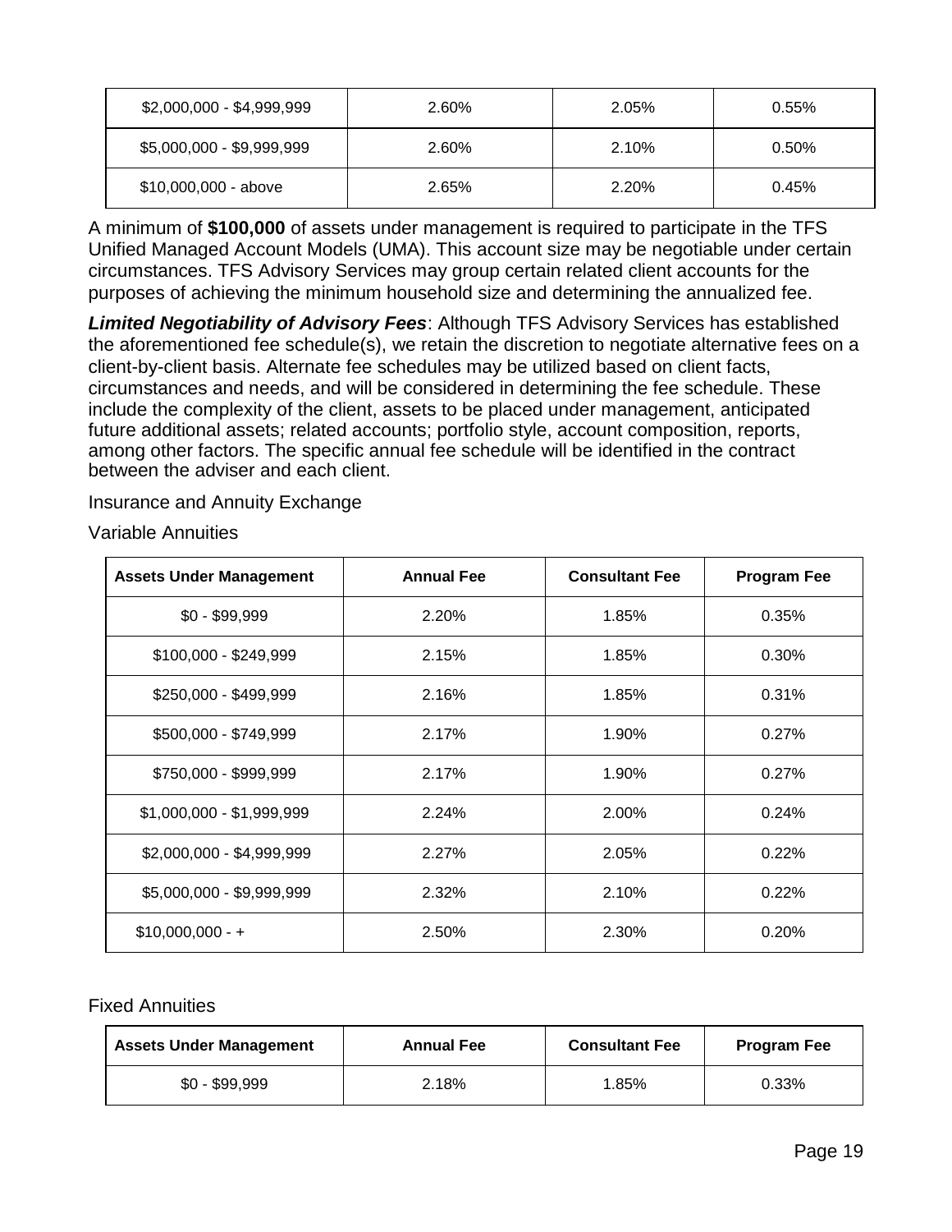| | | | |
|---|---|---|---|
| $2,000,000 - $4,999,999 | 2.60% | 2.05% | 0.55% |
| $5,000,000 - $9,999,999 | 2.60% | 2.10% | 0.50% |
| $10,000,000 - above | 2.65% | 2.20% | 0.45% |

A minimum of **$100,000** of assets under management is required to participate in the TFS Unified Managed Account Models (UMA). This account size may be negotiable under certain circumstances. TFS Advisory Services may group certain related client accounts for the purposes of achieving the minimum household size and determining the annualized fee.

***Limited Negotiability of Advisory Fees***: Although TFS Advisory Services has established the aforementioned fee schedule(s), we retain the discretion to negotiate alternative fees on a client-by-client basis. Alternate fee schedules may be utilized based on client facts, circumstances and needs, and will be considered in determining the fee schedule. These include the complexity of the client, assets to be placed under management, anticipated future additional assets; related accounts; portfolio style, account composition, reports, among other factors. The specific annual fee schedule will be identified in the contract between the adviser and each client.

Insurance and Annuity Exchange

Variable Annuities

| Assets Under Management | Annual Fee | Consultant Fee | Program Fee |
|---|---|---|---|
| $0 - $99,999 | 2.20% | 1.85% | 0.35% |
| $100,000 - $249,999 | 2.15% | 1.85% | 0.30% |
| $250,000 - $499,999 | 2.16% | 1.85% | 0.31% |
| $500,000 - $749,999 | 2.17% | 1.90% | 0.27% |
| $750,000 - $999,999 | 2.17% | 1.90% | 0.27% |
| $1,000,000 - $1,999,999 | 2.24% | 2.00% | 0.24% |
| $2,000,000 - $4,999,999 | 2.27% | 2.05% | 0.22% |
| $5,000,000 - $9,999,999 | 2.32% | 2.10% | 0.22% |
| $10,000,000 - + | 2.50% | 2.30% | 0.20% |

Fixed Annuities

| Assets Under Management | Annual Fee | Consultant Fee | Program Fee |
|---|---|---|---|
| $0 - $99,999 | 2.18% | 1.85% | 0.33% |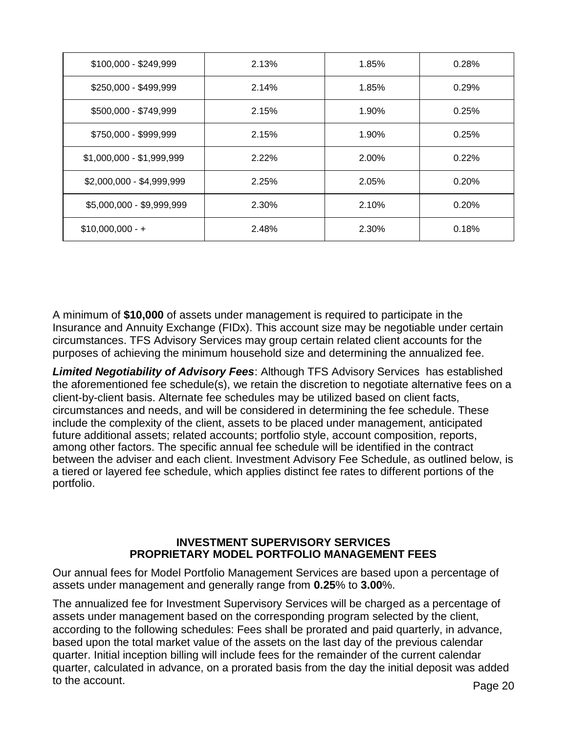| | | | |
|---|---|---|---|
| $100,000 - $249,999 | 2.13% | 1.85% | 0.28% |
| $250,000 - $499,999 | 2.14% | 1.85% | 0.29% |
| $500,000 - $749,999 | 2.15% | 1.90% | 0.25% |
| $750,000 - $999,999 | 2.15% | 1.90% | 0.25% |
| $1,000,000 - $1,999,999 | 2.22% | 2.00% | 0.22% |
| $2,000,000 - $4,999,999 | 2.25% | 2.05% | 0.20% |
| $5,000,000 - $9,999,999 | 2.30% | 2.10% | 0.20% |
| $10,000,000 - + | 2.48% | 2.30% | 0.18% |

A minimum of **$10,000** of assets under management is required to participate in the Insurance and Annuity Exchange (FIDx). This account size may be negotiable under certain circumstances. TFS Advisory Services may group certain related client accounts for the purposes of achieving the minimum household size and determining the annualized fee.

***Limited Negotiability of Advisory Fees***: Although TFS Advisory Services has established the aforementioned fee schedule(s), we retain the discretion to negotiate alternative fees on a client-by-client basis. Alternate fee schedules may be utilized based on client facts, circumstances and needs, and will be considered in determining the fee schedule. These include the complexity of the client, assets to be placed under management, anticipated future additional assets; related accounts; portfolio style, account composition, reports, among other factors. The specific annual fee schedule will be identified in the contract between the adviser and each client. Investment Advisory Fee Schedule, as outlined below, is a tiered or layered fee schedule, which applies distinct fee rates to different portions of the portfolio.

**INVESTMENT SUPERVISORY SERVICES**
**PROPRIETARY MODEL PORTFOLIO MANAGEMENT FEES**

Our annual fees for Model Portfolio Management Services are based upon a percentage of assets under management and generally range from **0.25**% to **3.00**%.

The annualized fee for Investment Supervisory Services will be charged as a percentage of assets under management based on the corresponding program selected by the client, according to the following schedules: Fees shall be prorated and paid quarterly, in advance, based upon the total market value of the assets on the last day of the previous calendar quarter. Initial inception billing will include fees for the remainder of the current calendar quarter, calculated in advance, on a prorated basis from the day the initial deposit was added to the account.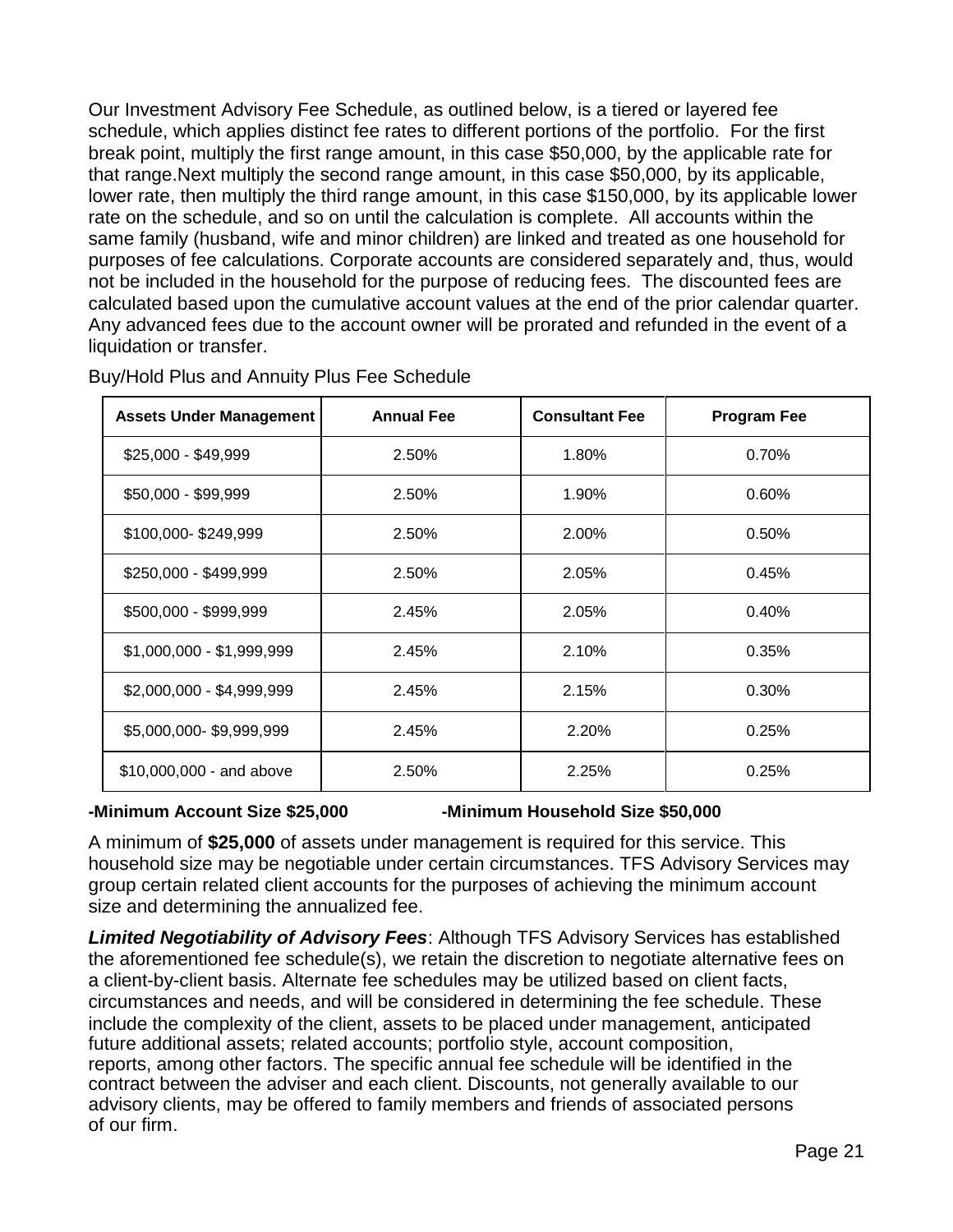Our Investment Advisory Fee Schedule, as outlined below, is a tiered or layered fee schedule, which applies distinct fee rates to different portions of the portfolio. For the first break point, multiply the first range amount, in this case $50,000, by the applicable rate for that range.Next multiply the second range amount, in this case $50,000, by its applicable, lower rate, then multiply the third range amount, in this case $150,000, by its applicable lower rate on the schedule, and so on until the calculation is complete. All accounts within the same family (husband, wife and minor children) are linked and treated as one household for purposes of fee calculations. Corporate accounts are considered separately and, thus, would not be included in the household for the purpose of reducing fees. The discounted fees are calculated based upon the cumulative account values at the end of the prior calendar quarter. Any advanced fees due to the account owner will be prorated and refunded in the event of a liquidation or transfer.

Buy/Hold Plus and Annuity Plus Fee Schedule

| Assets Under Management | Annual Fee | Consultant Fee | Program Fee |
|---|---|---|---|
| $25,000 - $49,999 | 2.50% | 1.80% | 0.70% |
| $50,000 - $99,999 | 2.50% | 1.90% | 0.60% |
| $100,000- $249,999 | 2.50% | 2.00% | 0.50% |
| $250,000 - $499,999 | 2.50% | 2.05% | 0.45% |
| $500,000 - $999,999 | 2.45% | 2.05% | 0.40% |
| $1,000,000 - $1,999,999 | 2.45% | 2.10% | 0.35% |
| $2,000,000 - $4,999,999 | 2.45% | 2.15% | 0.30% |
| $5,000,000- $9,999,999 | 2.45% | 2.20% | 0.25% |
| $10,000,000 - and above | 2.50% | 2.25% | 0.25% |

**-Minimum Account Size $25,000** **-Minimum Household Size $50,000**

A minimum of **$25,000** of assets under management is required for this service. This household size may be negotiable under certain circumstances. TFS Advisory Services may group certain related client accounts for the purposes of achieving the minimum account size and determining the annualized fee.

***Limited Negotiability of Advisory Fees***: Although TFS Advisory Services has established the aforementioned fee schedule(s), we retain the discretion to negotiate alternative fees on a client-by-client basis. Alternate fee schedules may be utilized based on client facts, circumstances and needs, and will be considered in determining the fee schedule. These include the complexity of the client, assets to be placed under management, anticipated future additional assets; related accounts; portfolio style, account composition, reports, among other factors. The specific annual fee schedule will be identified in the contract between the adviser and each client. Discounts, not generally available to our advisory clients, may be offered to family members and friends of associated persons of our firm.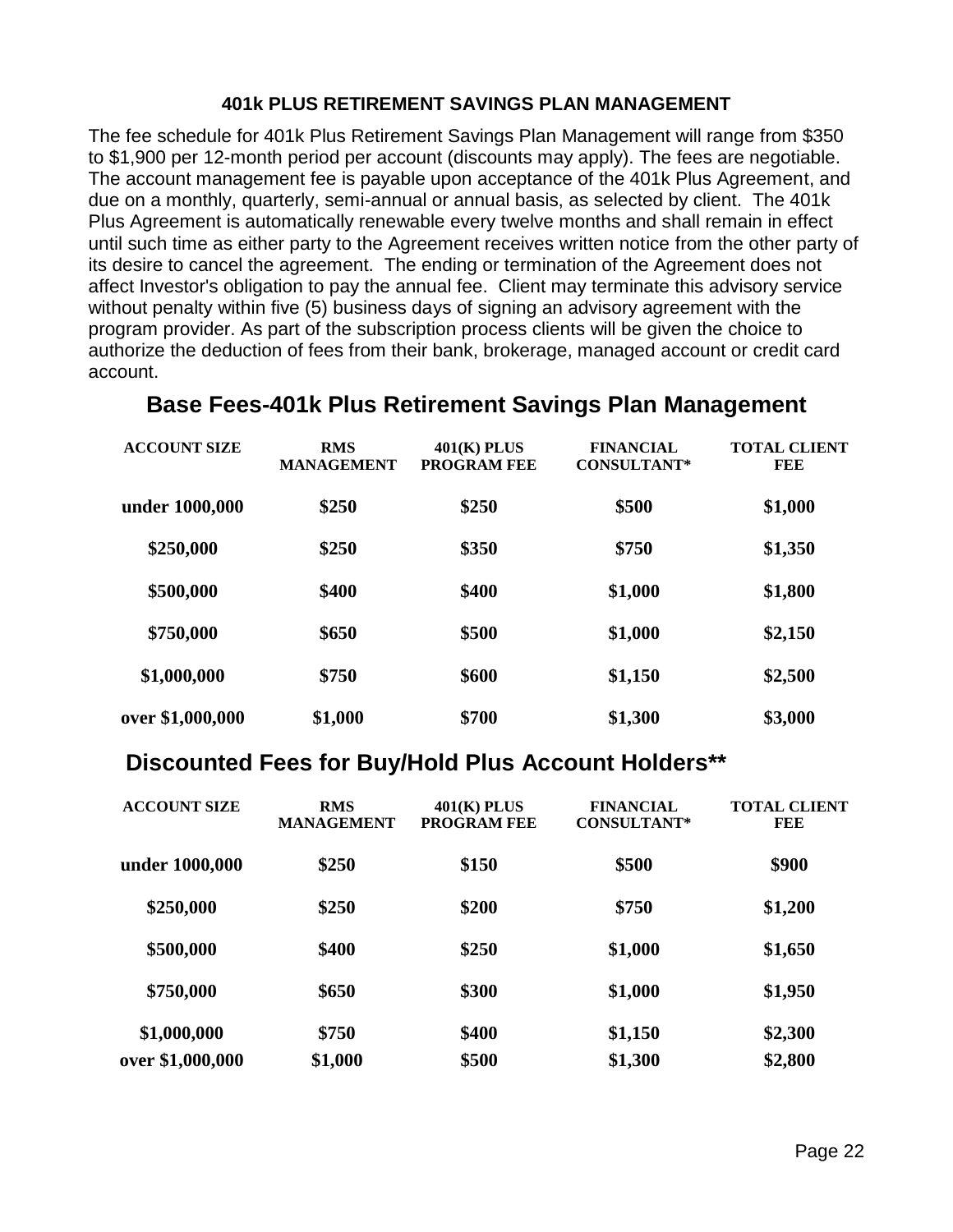### 401k PLUS RETIREMENT SAVINGS PLAN MANAGEMENT

The fee schedule for 401k Plus Retirement Savings Plan Management will range from $350 to $1,900 per 12-month period per account (discounts may apply). The fees are negotiable. The account management fee is payable upon acceptance of the 401k Plus Agreement, and due on a monthly, quarterly, semi-annual or annual basis, as selected by client. The 401k Plus Agreement is automatically renewable every twelve months and shall remain in effect until such time as either party to the Agreement receives written notice from the other party of its desire to cancel the agreement. The ending or termination of the Agreement does not affect Investor's obligation to pay the annual fee. Client may terminate this advisory service without penalty within five (5) business days of signing an advisory agreement with the program provider. As part of the subscription process clients will be given the choice to authorize the deduction of fees from their bank, brokerage, managed account or credit card account.

## Base Fees-401k Plus Retirement Savings Plan Management

| ACCOUNT SIZE | RMS MANAGEMENT | 401(K) PLUS PROGRAM FEE | FINANCIAL CONSULTANT* | TOTAL CLIENT FEE |
|---|---|---|---|---|
| **under 1000,000** | **$250** | **$250** | **$500** | **$1,000** |
| **$250,000** | **$250** | **$350** | **$750** | **$1,350** |
| **$500,000** | **$400** | **$400** | **$1,000** | **$1,800** |
| **$750,000** | **$650** | **$500** | **$1,000** | **$2,150** |
| **$1,000,000** | **$750** | **$600** | **$1,150** | **$2,500** |
| **over $1,000,000** | **$1,000** | **$700** | **$1,300** | **$3,000** |

## Discounted Fees for Buy/Hold Plus Account Holders**

| ACCOUNT SIZE | RMS MANAGEMENT | 401(K) PLUS PROGRAM FEE | FINANCIAL CONSULTANT* | TOTAL CLIENT FEE |
|---|---|---|---|---|
| **under 1000,000** | **$250** | **$150** | **$500** | **$900** |
| **$250,000** | **$250** | **$200** | **$750** | **$1,200** |
| **$500,000** | **$400** | **$250** | **$1,000** | **$1,650** |
| **$750,000** | **$650** | **$300** | **$1,000** | **$1,950** |
| **$1,000,000** | **$750** | **$400** | **$1,150** | **$2,300** |
| **over $1,000,000** | **$1,000** | **$500** | **$1,300** | **$2,800** |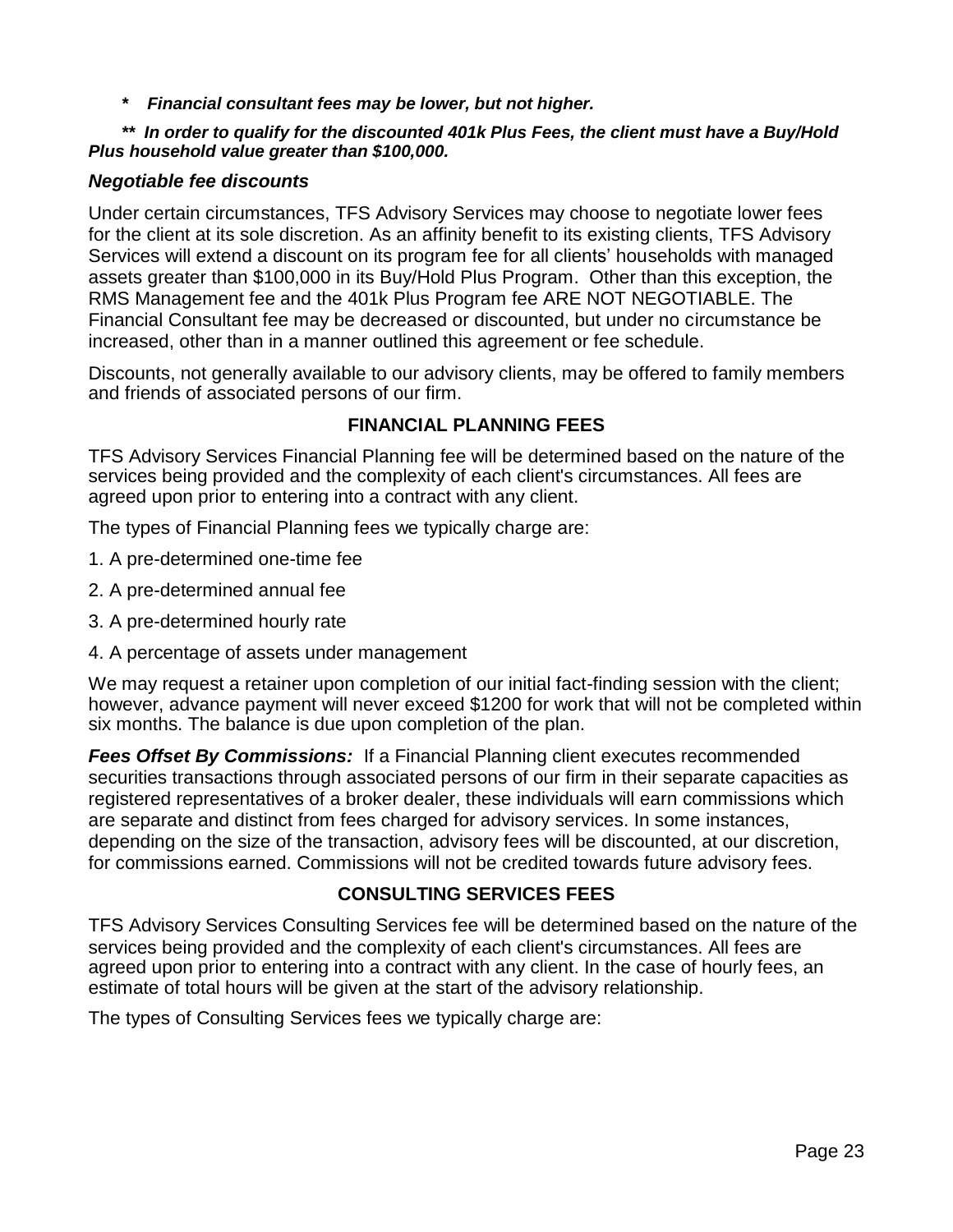*   ***Financial consultant fees may be lower, but not higher.***

**\*\* *In order to qualify for the discounted 401k Plus Fees, the client must have a Buy/Hold Plus household value greater than $100,000.***

### *Negotiable fee discounts*

Under certain circumstances, TFS Advisory Services may choose to negotiate lower fees for the client at its sole discretion. As an affinity benefit to its existing clients, TFS Advisory Services will extend a discount on its program fee for all clients' households with managed assets greater than $100,000 in its Buy/Hold Plus Program. Other than this exception, the RMS Management fee and the 401k Plus Program fee ARE NOT NEGOTIABLE. The Financial Consultant fee may be decreased or discounted, but under no circumstance be increased, other than in a manner outlined this agreement or fee schedule.

Discounts, not generally available to our advisory clients, may be offered to family members and friends of associated persons of our firm.

## FINANCIAL PLANNING FEES

TFS Advisory Services Financial Planning fee will be determined based on the nature of the services being provided and the complexity of each client's circumstances. All fees are agreed upon prior to entering into a contract with any client.

The types of Financial Planning fees we typically charge are:

1. A pre-determined one-time fee
2. A pre-determined annual fee
3. A pre-determined hourly rate
4. A percentage of assets under management

We may request a retainer upon completion of our initial fact-finding session with the client; however, advance payment will never exceed $1200 for work that will not be completed within six months. The balance is due upon completion of the plan.

***Fees Offset By Commissions:*** If a Financial Planning client executes recommended securities transactions through associated persons of our firm in their separate capacities as registered representatives of a broker dealer, these individuals will earn commissions which are separate and distinct from fees charged for advisory services. In some instances, depending on the size of the transaction, advisory fees will be discounted, at our discretion, for commissions earned. Commissions will not be credited towards future advisory fees.

## CONSULTING SERVICES FEES

TFS Advisory Services Consulting Services fee will be determined based on the nature of the services being provided and the complexity of each client's circumstances. All fees are agreed upon prior to entering into a contract with any client. In the case of hourly fees, an estimate of total hours will be given at the start of the advisory relationship.

The types of Consulting Services fees we typically charge are: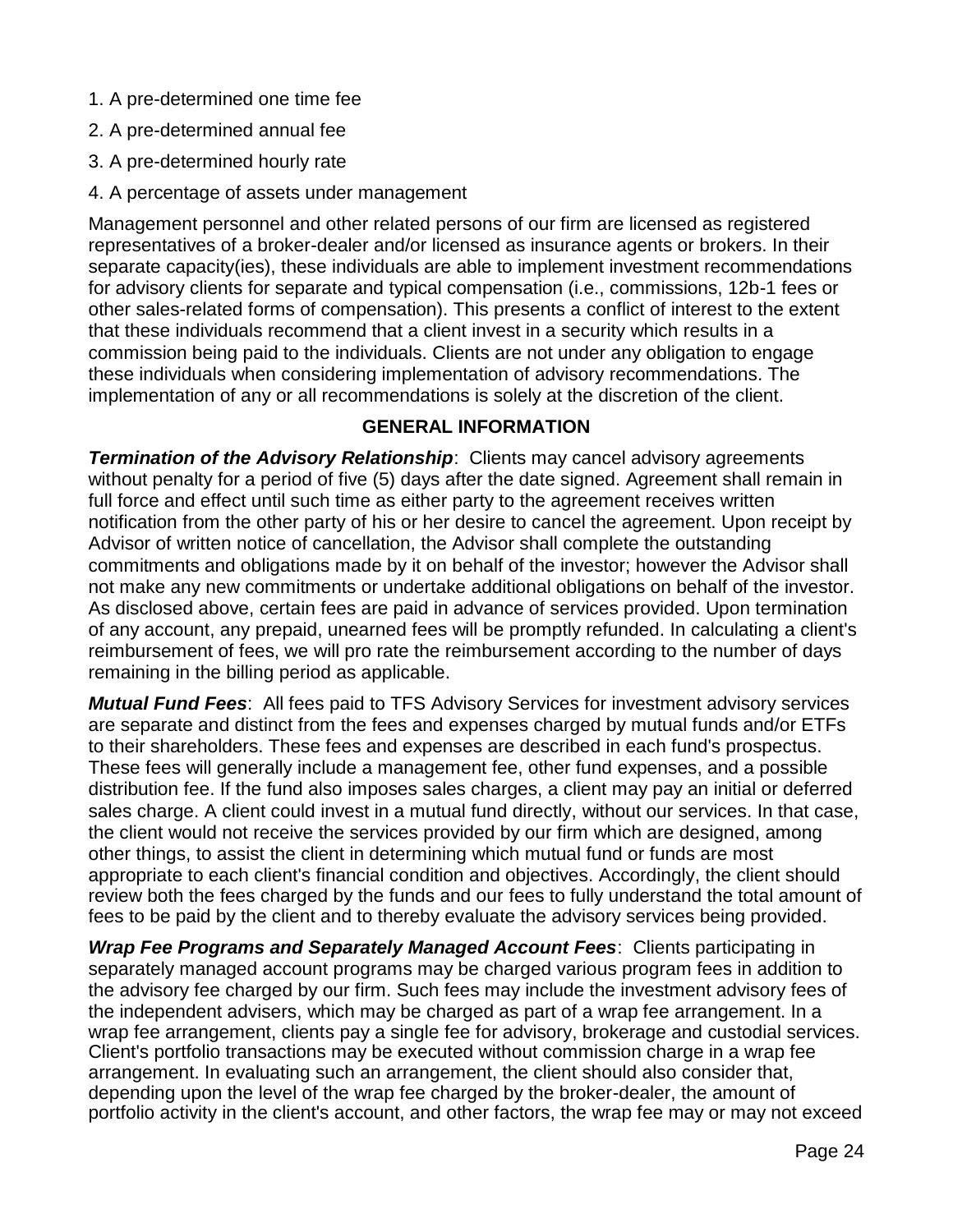1. A pre-determined one time fee
2. A pre-determined annual fee
3. A pre-determined hourly rate
4. A percentage of assets under management

Management personnel and other related persons of our firm are licensed as registered representatives of a broker-dealer and/or licensed as insurance agents or brokers. In their separate capacity(ies), these individuals are able to implement investment recommendations for advisory clients for separate and typical compensation (i.e., commissions, 12b-1 fees or other sales-related forms of compensation). This presents a conflict of interest to the extent that these individuals recommend that a client invest in a security which results in a commission being paid to the individuals. Clients are not under any obligation to engage these individuals when considering implementation of advisory recommendations. The implementation of any or all recommendations is solely at the discretion of the client.

## GENERAL INFORMATION

***Termination of the Advisory Relationship***: Clients may cancel advisory agreements without penalty for a period of five (5) days after the date signed. Agreement shall remain in full force and effect until such time as either party to the agreement receives written notification from the other party of his or her desire to cancel the agreement. Upon receipt by Advisor of written notice of cancellation, the Advisor shall complete the outstanding commitments and obligations made by it on behalf of the investor; however the Advisor shall not make any new commitments or undertake additional obligations on behalf of the investor. As disclosed above, certain fees are paid in advance of services provided. Upon termination of any account, any prepaid, unearned fees will be promptly refunded. In calculating a client's reimbursement of fees, we will pro rate the reimbursement according to the number of days remaining in the billing period as applicable.

***Mutual Fund Fees***: All fees paid to TFS Advisory Services for investment advisory services are separate and distinct from the fees and expenses charged by mutual funds and/or ETFs to their shareholders. These fees and expenses are described in each fund's prospectus. These fees will generally include a management fee, other fund expenses, and a possible distribution fee. If the fund also imposes sales charges, a client may pay an initial or deferred sales charge. A client could invest in a mutual fund directly, without our services. In that case, the client would not receive the services provided by our firm which are designed, among other things, to assist the client in determining which mutual fund or funds are most appropriate to each client's financial condition and objectives. Accordingly, the client should review both the fees charged by the funds and our fees to fully understand the total amount of fees to be paid by the client and to thereby evaluate the advisory services being provided.

***Wrap Fee Programs and Separately Managed Account Fees***: Clients participating in separately managed account programs may be charged various program fees in addition to the advisory fee charged by our firm. Such fees may include the investment advisory fees of the independent advisers, which may be charged as part of a wrap fee arrangement. In a wrap fee arrangement, clients pay a single fee for advisory, brokerage and custodial services. Client's portfolio transactions may be executed without commission charge in a wrap fee arrangement. In evaluating such an arrangement, the client should also consider that, depending upon the level of the wrap fee charged by the broker-dealer, the amount of portfolio activity in the client's account, and other factors, the wrap fee may or may not exceed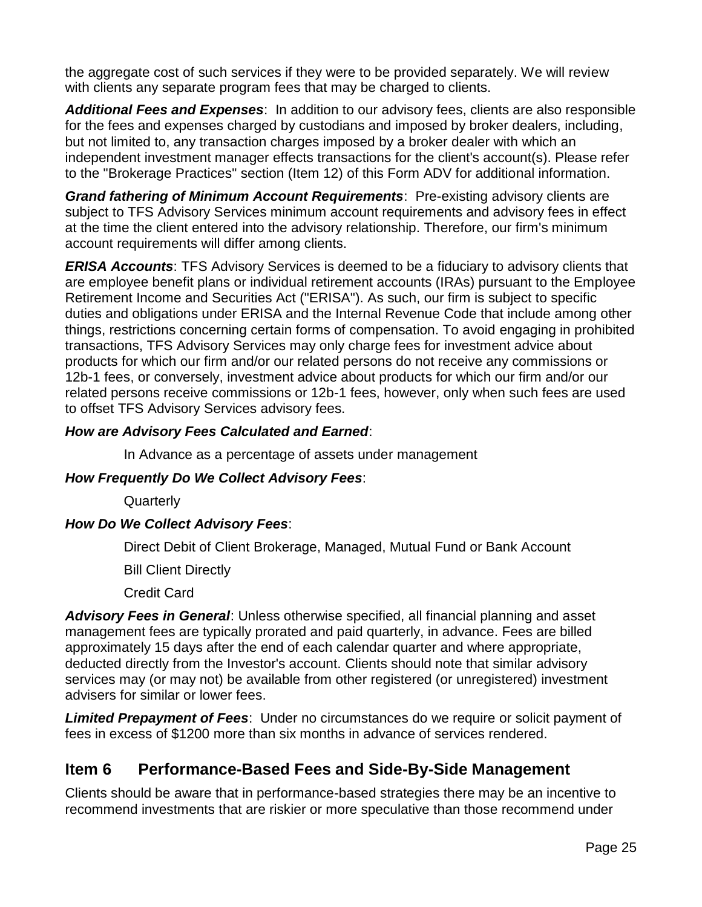the aggregate cost of such services if they were to be provided separately. We will review with clients any separate program fees that may be charged to clients.

***Additional Fees and Expenses***: In addition to our advisory fees, clients are also responsible for the fees and expenses charged by custodians and imposed by broker dealers, including, but not limited to, any transaction charges imposed by a broker dealer with which an independent investment manager effects transactions for the client's account(s). Please refer to the "Brokerage Practices" section (Item 12) of this Form ADV for additional information.

***Grand fathering of Minimum Account Requirements***: Pre-existing advisory clients are subject to TFS Advisory Services minimum account requirements and advisory fees in effect at the time the client entered into the advisory relationship. Therefore, our firm's minimum account requirements will differ among clients.

***ERISA Accounts***: TFS Advisory Services is deemed to be a fiduciary to advisory clients that are employee benefit plans or individual retirement accounts (IRAs) pursuant to the Employee Retirement Income and Securities Act ("ERISA"). As such, our firm is subject to specific duties and obligations under ERISA and the Internal Revenue Code that include among other things, restrictions concerning certain forms of compensation. To avoid engaging in prohibited transactions, TFS Advisory Services may only charge fees for investment advice about products for which our firm and/or our related persons do not receive any commissions or 12b-1 fees, or conversely, investment advice about products for which our firm and/or our related persons receive commissions or 12b-1 fees, however, only when such fees are used to offset TFS Advisory Services advisory fees.

***How are Advisory Fees Calculated and Earned***:

In Advance as a percentage of assets under management

***How Frequently Do We Collect Advisory Fees***:

Quarterly

***How Do We Collect Advisory Fees***:

Direct Debit of Client Brokerage, Managed, Mutual Fund or Bank Account

Bill Client Directly

Credit Card

***Advisory Fees in General***: Unless otherwise specified, all financial planning and asset management fees are typically prorated and paid quarterly, in advance. Fees are billed approximately 15 days after the end of each calendar quarter and where appropriate, deducted directly from the Investor's account. Clients should note that similar advisory services may (or may not) be available from other registered (or unregistered) investment advisers for similar or lower fees.

***Limited Prepayment of Fees***: Under no circumstances do we require or solicit payment of fees in excess of $1200 more than six months in advance of services rendered.

## Item 6 Performance-Based Fees and Side-By-Side Management

Clients should be aware that in performance-based strategies there may be an incentive to recommend investments that are riskier or more speculative than those recommend under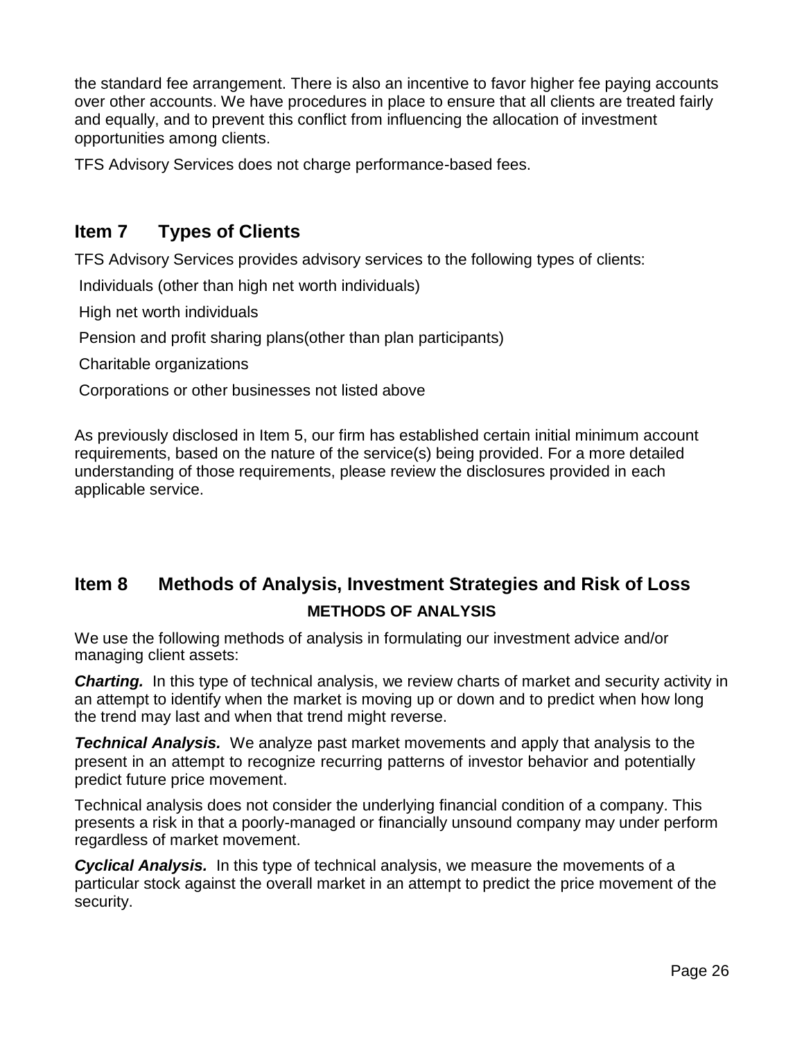the standard fee arrangement. There is also an incentive to favor higher fee paying accounts over other accounts. We have procedures in place to ensure that all clients are treated fairly and equally, and to prevent this conflict from influencing the allocation of investment opportunities among clients.

TFS Advisory Services does not charge performance-based fees.

## Item 7 Types of Clients

TFS Advisory Services provides advisory services to the following types of clients:

Individuals (other than high net worth individuals)

High net worth individuals

Pension and profit sharing plans(other than plan participants)

Charitable organizations

Corporations or other businesses not listed above

As previously disclosed in Item 5, our firm has established certain initial minimum account requirements, based on the nature of the service(s) being provided. For a more detailed understanding of those requirements, please review the disclosures provided in each applicable service.

## Item 8 Methods of Analysis, Investment Strategies and Risk of Loss

### METHODS OF ANALYSIS

We use the following methods of analysis in formulating our investment advice and/or managing client assets:

***Charting.*** In this type of technical analysis, we review charts of market and security activity in an attempt to identify when the market is moving up or down and to predict when how long the trend may last and when that trend might reverse.

***Technical Analysis.*** We analyze past market movements and apply that analysis to the present in an attempt to recognize recurring patterns of investor behavior and potentially predict future price movement.

Technical analysis does not consider the underlying financial condition of a company. This presents a risk in that a poorly-managed or financially unsound company may under perform regardless of market movement.

***Cyclical Analysis.*** In this type of technical analysis, we measure the movements of a particular stock against the overall market in an attempt to predict the price movement of the security.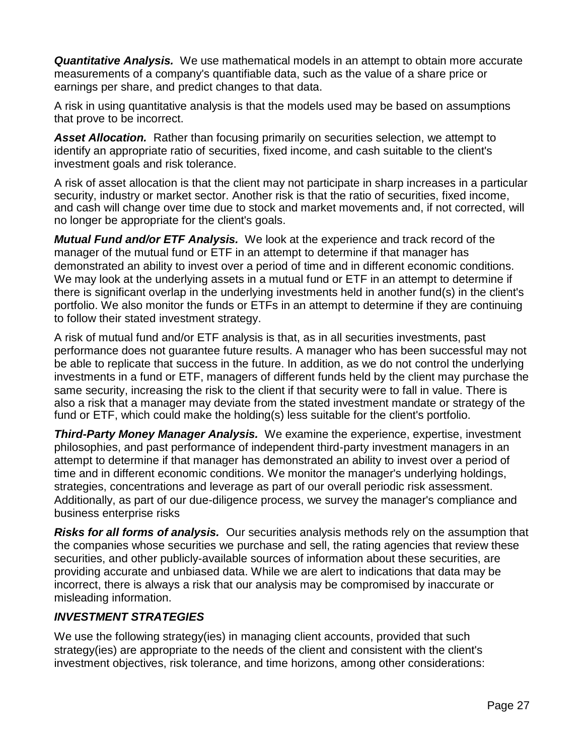***Quantitative Analysis.*** We use mathematical models in an attempt to obtain more accurate measurements of a company's quantifiable data, such as the value of a share price or earnings per share, and predict changes to that data.

A risk in using quantitative analysis is that the models used may be based on assumptions that prove to be incorrect.

***Asset Allocation.*** Rather than focusing primarily on securities selection, we attempt to identify an appropriate ratio of securities, fixed income, and cash suitable to the client's investment goals and risk tolerance.

A risk of asset allocation is that the client may not participate in sharp increases in a particular security, industry or market sector. Another risk is that the ratio of securities, fixed income, and cash will change over time due to stock and market movements and, if not corrected, will no longer be appropriate for the client's goals.

***Mutual Fund and/or ETF Analysis.*** We look at the experience and track record of the manager of the mutual fund or ETF in an attempt to determine if that manager has demonstrated an ability to invest over a period of time and in different economic conditions. We may look at the underlying assets in a mutual fund or ETF in an attempt to determine if there is significant overlap in the underlying investments held in another fund(s) in the client's portfolio. We also monitor the funds or ETFs in an attempt to determine if they are continuing to follow their stated investment strategy.

A risk of mutual fund and/or ETF analysis is that, as in all securities investments, past performance does not guarantee future results. A manager who has been successful may not be able to replicate that success in the future. In addition, as we do not control the underlying investments in a fund or ETF, managers of different funds held by the client may purchase the same security, increasing the risk to the client if that security were to fall in value. There is also a risk that a manager may deviate from the stated investment mandate or strategy of the fund or ETF, which could make the holding(s) less suitable for the client's portfolio.

***Third-Party Money Manager Analysis.*** We examine the experience, expertise, investment philosophies, and past performance of independent third-party investment managers in an attempt to determine if that manager has demonstrated an ability to invest over a period of time and in different economic conditions. We monitor the manager's underlying holdings, strategies, concentrations and leverage as part of our overall periodic risk assessment. Additionally, as part of our due-diligence process, we survey the manager's compliance and business enterprise risks

***Risks for all forms of analysis.*** Our securities analysis methods rely on the assumption that the companies whose securities we purchase and sell, the rating agencies that review these securities, and other publicly-available sources of information about these securities, are providing accurate and unbiased data. While we are alert to indications that data may be incorrect, there is always a risk that our analysis may be compromised by inaccurate or misleading information.

### *INVESTMENT STRATEGIES*

We use the following strategy(ies) in managing client accounts, provided that such strategy(ies) are appropriate to the needs of the client and consistent with the client's investment objectives, risk tolerance, and time horizons, among other considerations: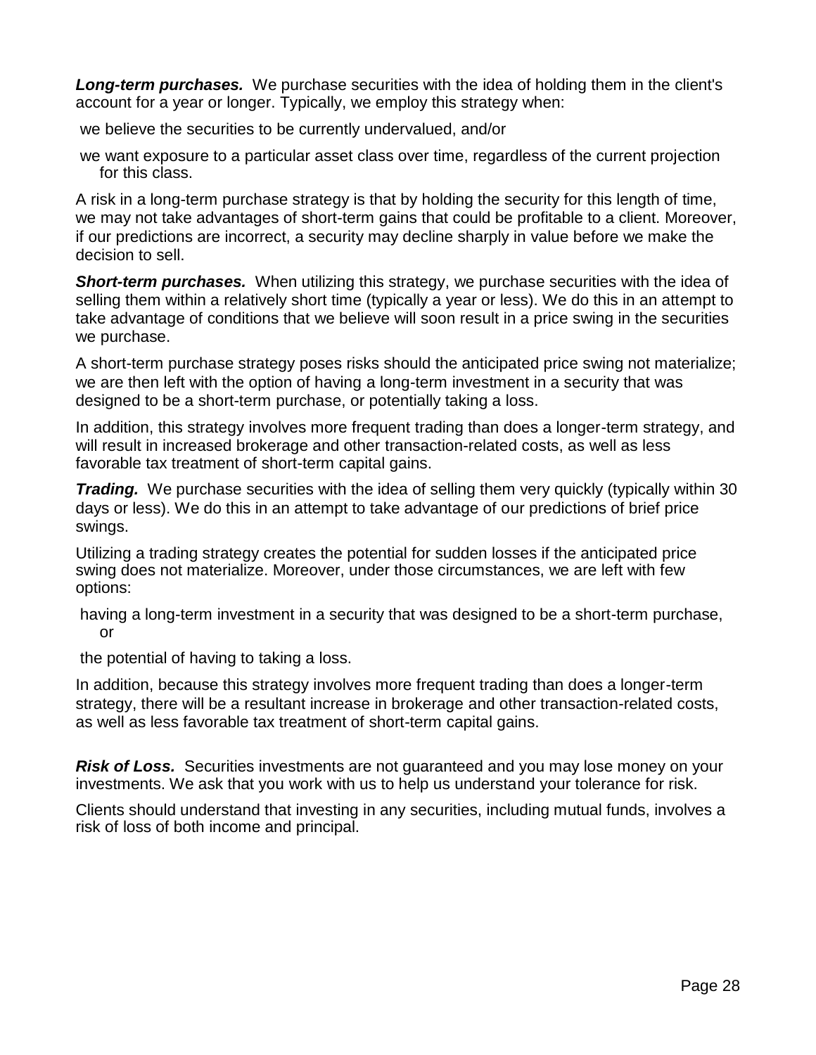***Long-term purchases.*** We purchase securities with the idea of holding them in the client's account for a year or longer. Typically, we employ this strategy when:

- we believe the securities to be currently undervalued, and/or
- we want exposure to a particular asset class over time, regardless of the current projection for this class.

A risk in a long-term purchase strategy is that by holding the security for this length of time, we may not take advantages of short-term gains that could be profitable to a client. Moreover, if our predictions are incorrect, a security may decline sharply in value before we make the decision to sell.

***Short-term purchases.*** When utilizing this strategy, we purchase securities with the idea of selling them within a relatively short time (typically a year or less). We do this in an attempt to take advantage of conditions that we believe will soon result in a price swing in the securities we purchase.

A short-term purchase strategy poses risks should the anticipated price swing not materialize; we are then left with the option of having a long-term investment in a security that was designed to be a short-term purchase, or potentially taking a loss.

In addition, this strategy involves more frequent trading than does a longer-term strategy, and will result in increased brokerage and other transaction-related costs, as well as less favorable tax treatment of short-term capital gains.

***Trading.*** We purchase securities with the idea of selling them very quickly (typically within 30 days or less). We do this in an attempt to take advantage of our predictions of brief price swings.

Utilizing a trading strategy creates the potential for sudden losses if the anticipated price swing does not materialize. Moreover, under those circumstances, we are left with few options:

- having a long-term investment in a security that was designed to be a short-term purchase, or
- the potential of having to taking a loss.

In addition, because this strategy involves more frequent trading than does a longer-term strategy, there will be a resultant increase in brokerage and other transaction-related costs, as well as less favorable tax treatment of short-term capital gains.

***Risk of Loss.*** Securities investments are not guaranteed and you may lose money on your investments. We ask that you work with us to help us understand your tolerance for risk.

Clients should understand that investing in any securities, including mutual funds, involves a risk of loss of both income and principal.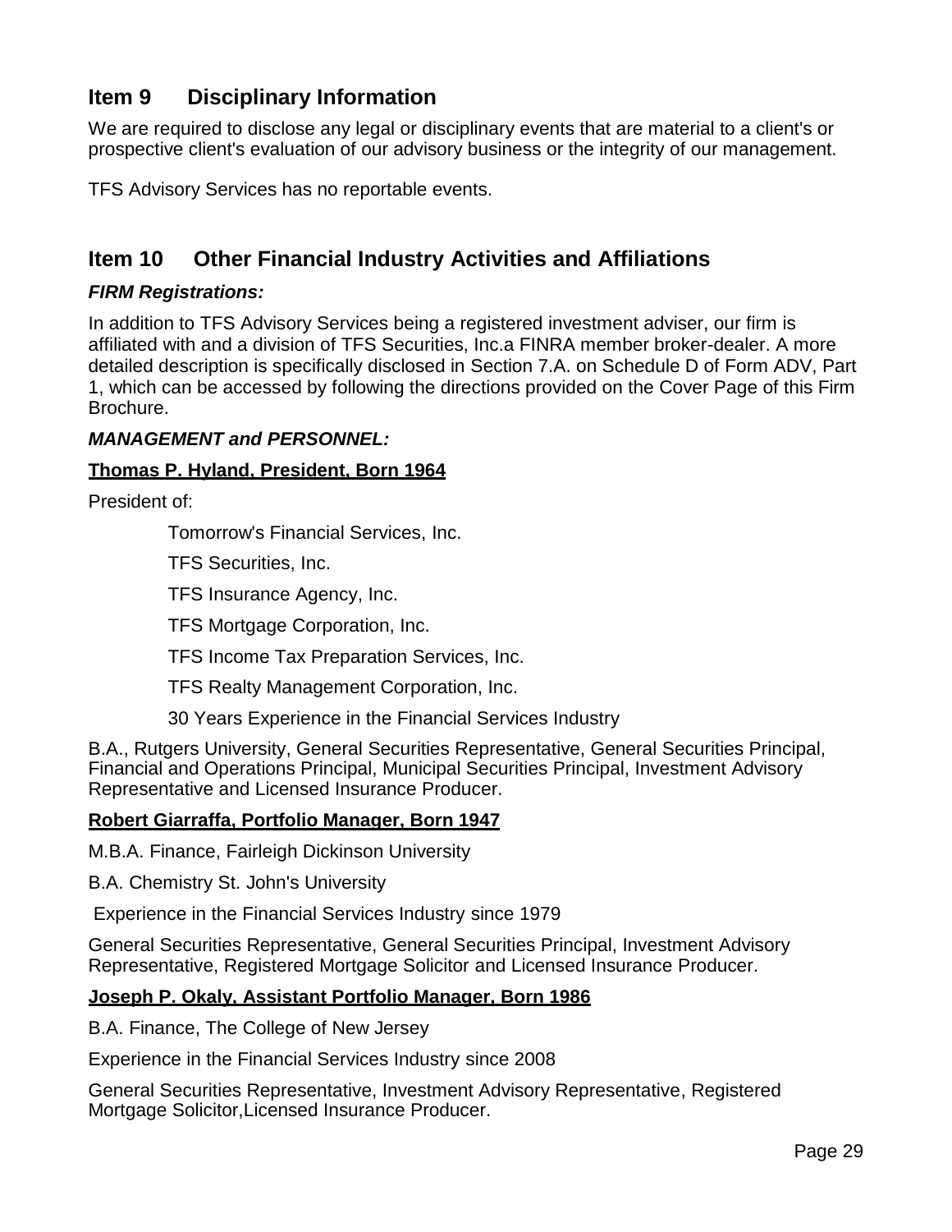## Item 9 Disciplinary Information

We are required to disclose any legal or disciplinary events that are material to a client's or prospective client's evaluation of our advisory business or the integrity of our management.

TFS Advisory Services has no reportable events.

## Item 10 Other Financial Industry Activities and Affiliations

***FIRM Registrations:***

In addition to TFS Advisory Services being a registered investment adviser, our firm is affiliated with and a division of TFS Securities, Inc.a FINRA member broker-dealer. A more detailed description is specifically disclosed in Section 7.A. on Schedule D of Form ADV, Part 1, which can be accessed by following the directions provided on the Cover Page of this Firm Brochure.

***MANAGEMENT and PERSONNEL:***

**Thomas P. Hyland, President, Born 1964**

President of:

Tomorrow's Financial Services, Inc.

TFS Securities, Inc.

TFS Insurance Agency, Inc.

TFS Mortgage Corporation, Inc.

TFS Income Tax Preparation Services, Inc.

TFS Realty Management Corporation, Inc.

30 Years Experience in the Financial Services Industry

B.A., Rutgers University, General Securities Representative, General Securities Principal, Financial and Operations Principal, Municipal Securities Principal, Investment Advisory Representative and Licensed Insurance Producer.

**Robert Giarraffa, Portfolio Manager, Born 1947**

M.B.A. Finance, Fairleigh Dickinson University

B.A. Chemistry St. John's University

Experience in the Financial Services Industry since 1979

General Securities Representative, General Securities Principal, Investment Advisory Representative, Registered Mortgage Solicitor and Licensed Insurance Producer.

**Joseph P. Okaly, Assistant Portfolio Manager, Born 1986**

B.A. Finance, The College of New Jersey

Experience in the Financial Services Industry since 2008

General Securities Representative, Investment Advisory Representative, Registered Mortgage Solicitor,Licensed Insurance Producer.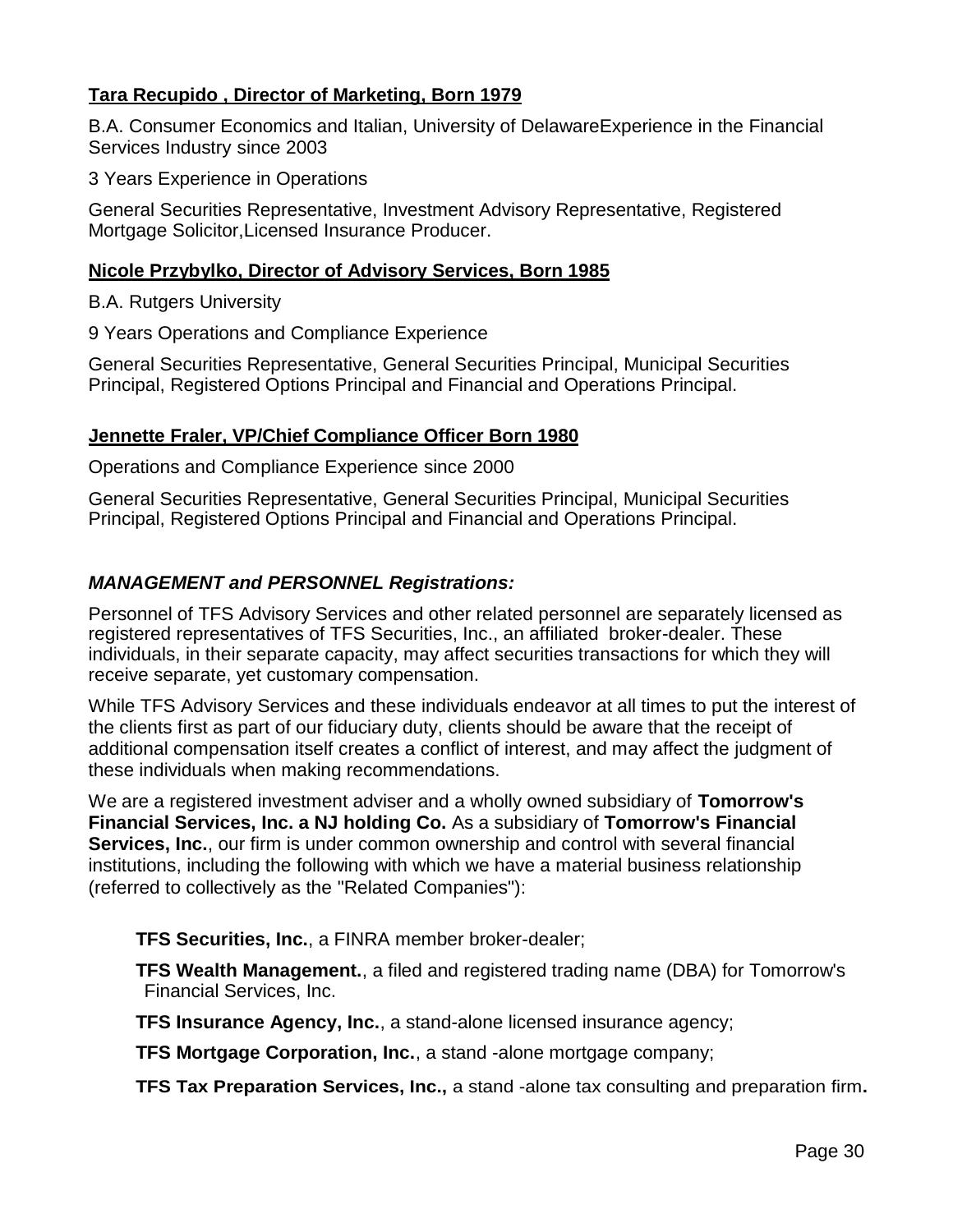**Tara Recupido , Director of Marketing, Born 1979**

B.A. Consumer Economics and Italian, University of DelawareExperience in the Financial Services Industry since 2003

3 Years Experience in Operations

General Securities Representative, Investment Advisory Representative, Registered Mortgage Solicitor,Licensed Insurance Producer.

**Nicole Przybylko, Director of Advisory Services, Born 1985**

B.A. Rutgers University

9 Years Operations and Compliance Experience

General Securities Representative, General Securities Principal, Municipal Securities Principal, Registered Options Principal and Financial and Operations Principal.

**Jennette Fraler, VP/Chief Compliance Officer Born 1980**

Operations and Compliance Experience since 2000

General Securities Representative, General Securities Principal, Municipal Securities Principal, Registered Options Principal and Financial and Operations Principal.

***MANAGEMENT and PERSONNEL Registrations:***

Personnel of TFS Advisory Services and other related personnel are separately licensed as registered representatives of TFS Securities, Inc., an affiliated broker-dealer. These individuals, in their separate capacity, may affect securities transactions for which they will receive separate, yet customary compensation.

While TFS Advisory Services and these individuals endeavor at all times to put the interest of the clients first as part of our fiduciary duty, clients should be aware that the receipt of additional compensation itself creates a conflict of interest, and may affect the judgment of these individuals when making recommendations.

We are a registered investment adviser and a wholly owned subsidiary of **Tomorrow's Financial Services, Inc. a NJ holding Co.** As a subsidiary of **Tomorrow's Financial Services, Inc.**, our firm is under common ownership and control with several financial institutions, including the following with which we have a material business relationship (referred to collectively as the "Related Companies"):

**TFS Securities, Inc.**, a FINRA member broker-dealer;

**TFS Wealth Management.**, a filed and registered trading name (DBA) for Tomorrow's Financial Services, Inc.

**TFS Insurance Agency, Inc.**, a stand-alone licensed insurance agency;

**TFS Mortgage Corporation, Inc.**, a stand -alone mortgage company;

**TFS Tax Preparation Services, Inc.,** a stand -alone tax consulting and preparation firm**.**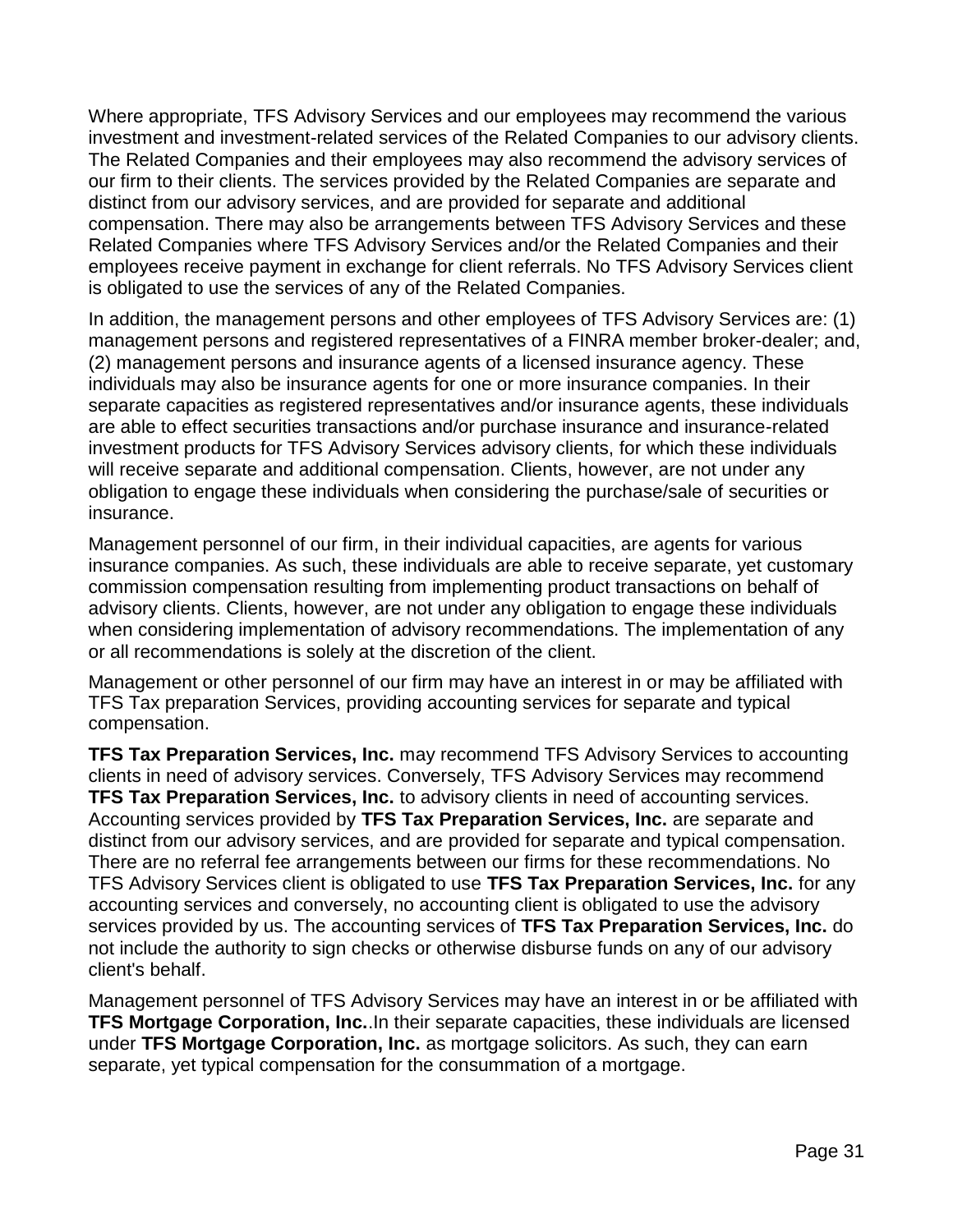Where appropriate, TFS Advisory Services and our employees may recommend the various investment and investment-related services of the Related Companies to our advisory clients. The Related Companies and their employees may also recommend the advisory services of our firm to their clients. The services provided by the Related Companies are separate and distinct from our advisory services, and are provided for separate and additional compensation. There may also be arrangements between TFS Advisory Services and these Related Companies where TFS Advisory Services and/or the Related Companies and their employees receive payment in exchange for client referrals. No TFS Advisory Services client is obligated to use the services of any of the Related Companies.

In addition, the management persons and other employees of TFS Advisory Services are: (1) management persons and registered representatives of a FINRA member broker-dealer; and, (2) management persons and insurance agents of a licensed insurance agency. These individuals may also be insurance agents for one or more insurance companies. In their separate capacities as registered representatives and/or insurance agents, these individuals are able to effect securities transactions and/or purchase insurance and insurance-related investment products for TFS Advisory Services advisory clients, for which these individuals will receive separate and additional compensation. Clients, however, are not under any obligation to engage these individuals when considering the purchase/sale of securities or insurance.

Management personnel of our firm, in their individual capacities, are agents for various insurance companies. As such, these individuals are able to receive separate, yet customary commission compensation resulting from implementing product transactions on behalf of advisory clients. Clients, however, are not under any obligation to engage these individuals when considering implementation of advisory recommendations. The implementation of any or all recommendations is solely at the discretion of the client.

Management or other personnel of our firm may have an interest in or may be affiliated with TFS Tax preparation Services, providing accounting services for separate and typical compensation.

**TFS Tax Preparation Services, Inc.** may recommend TFS Advisory Services to accounting clients in need of advisory services. Conversely, TFS Advisory Services may recommend **TFS Tax Preparation Services, Inc.** to advisory clients in need of accounting services. Accounting services provided by **TFS Tax Preparation Services, Inc.** are separate and distinct from our advisory services, and are provided for separate and typical compensation. There are no referral fee arrangements between our firms for these recommendations. No TFS Advisory Services client is obligated to use **TFS Tax Preparation Services, Inc.** for any accounting services and conversely, no accounting client is obligated to use the advisory services provided by us. The accounting services of **TFS Tax Preparation Services, Inc.** do not include the authority to sign checks or otherwise disburse funds on any of our advisory client's behalf.

Management personnel of TFS Advisory Services may have an interest in or be affiliated with **TFS Mortgage Corporation, Inc.**.In their separate capacities, these individuals are licensed under **TFS Mortgage Corporation, Inc.** as mortgage solicitors. As such, they can earn separate, yet typical compensation for the consummation of a mortgage.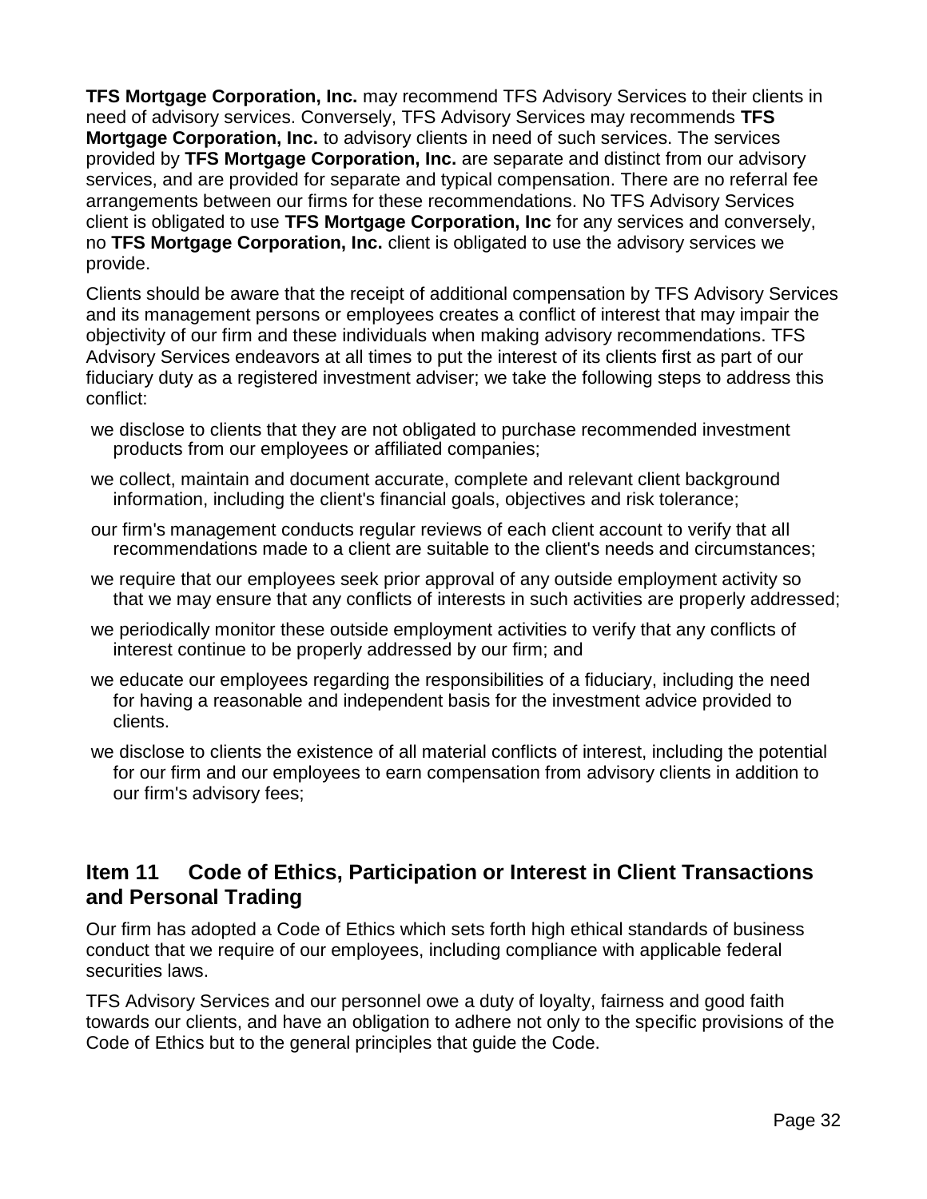**TFS Mortgage Corporation, Inc.** may recommend TFS Advisory Services to their clients in need of advisory services. Conversely, TFS Advisory Services may recommends **TFS Mortgage Corporation, Inc.** to advisory clients in need of such services. The services provided by **TFS Mortgage Corporation, Inc.** are separate and distinct from our advisory services, and are provided for separate and typical compensation. There are no referral fee arrangements between our firms for these recommendations. No TFS Advisory Services client is obligated to use **TFS Mortgage Corporation, Inc** for any services and conversely, no **TFS Mortgage Corporation, Inc.** client is obligated to use the advisory services we provide.

Clients should be aware that the receipt of additional compensation by TFS Advisory Services and its management persons or employees creates a conflict of interest that may impair the objectivity of our firm and these individuals when making advisory recommendations. TFS Advisory Services endeavors at all times to put the interest of its clients first as part of our fiduciary duty as a registered investment adviser; we take the following steps to address this conflict:

- we disclose to clients that they are not obligated to purchase recommended investment products from our employees or affiliated companies;
- we collect, maintain and document accurate, complete and relevant client background information, including the client's financial goals, objectives and risk tolerance;
- our firm's management conducts regular reviews of each client account to verify that all recommendations made to a client are suitable to the client's needs and circumstances;
- we require that our employees seek prior approval of any outside employment activity so that we may ensure that any conflicts of interests in such activities are properly addressed;
- we periodically monitor these outside employment activities to verify that any conflicts of interest continue to be properly addressed by our firm; and
- we educate our employees regarding the responsibilities of a fiduciary, including the need for having a reasonable and independent basis for the investment advice provided to clients.
- we disclose to clients the existence of all material conflicts of interest, including the potential for our firm and our employees to earn compensation from advisory clients in addition to our firm's advisory fees;

## Item 11 Code of Ethics, Participation or Interest in Client Transactions and Personal Trading

Our firm has adopted a Code of Ethics which sets forth high ethical standards of business conduct that we require of our employees, including compliance with applicable federal securities laws.

TFS Advisory Services and our personnel owe a duty of loyalty, fairness and good faith towards our clients, and have an obligation to adhere not only to the specific provisions of the Code of Ethics but to the general principles that guide the Code.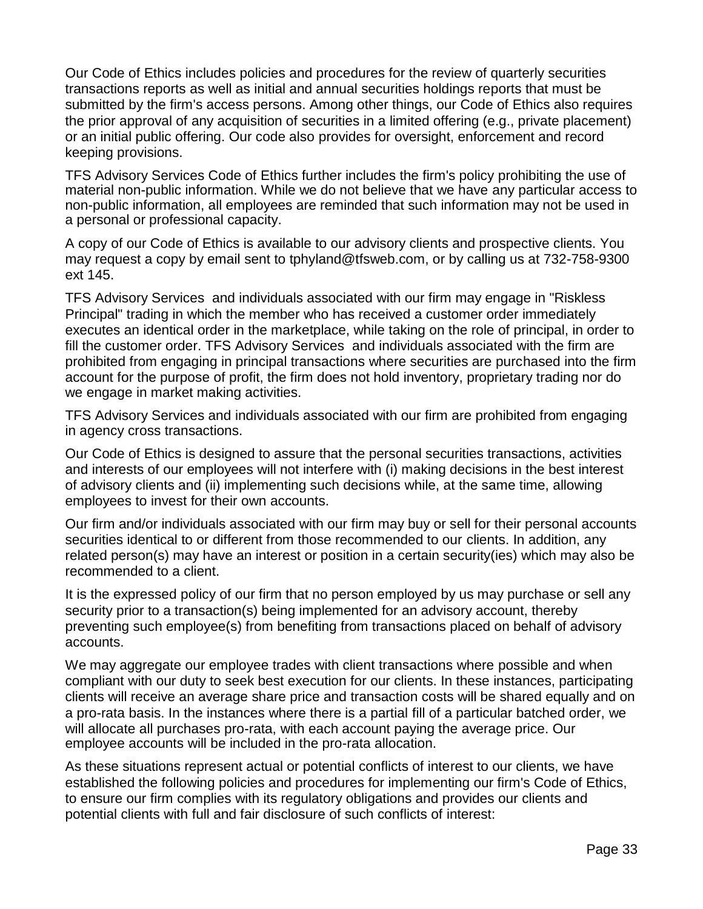Our Code of Ethics includes policies and procedures for the review of quarterly securities transactions reports as well as initial and annual securities holdings reports that must be submitted by the firm's access persons. Among other things, our Code of Ethics also requires the prior approval of any acquisition of securities in a limited offering (e.g., private placement) or an initial public offering. Our code also provides for oversight, enforcement and record keeping provisions.

TFS Advisory Services Code of Ethics further includes the firm's policy prohibiting the use of material non-public information. While we do not believe that we have any particular access to non-public information, all employees are reminded that such information may not be used in a personal or professional capacity.

A copy of our Code of Ethics is available to our advisory clients and prospective clients. You may request a copy by email sent to tphyland@tfsweb.com, or by calling us at 732-758-9300 ext 145.

TFS Advisory Services and individuals associated with our firm may engage in "Riskless Principal" trading in which the member who has received a customer order immediately executes an identical order in the marketplace, while taking on the role of principal, in order to fill the customer order. TFS Advisory Services and individuals associated with the firm are prohibited from engaging in principal transactions where securities are purchased into the firm account for the purpose of profit, the firm does not hold inventory, proprietary trading nor do we engage in market making activities.

TFS Advisory Services and individuals associated with our firm are prohibited from engaging in agency cross transactions.

Our Code of Ethics is designed to assure that the personal securities transactions, activities and interests of our employees will not interfere with (i) making decisions in the best interest of advisory clients and (ii) implementing such decisions while, at the same time, allowing employees to invest for their own accounts.

Our firm and/or individuals associated with our firm may buy or sell for their personal accounts securities identical to or different from those recommended to our clients. In addition, any related person(s) may have an interest or position in a certain security(ies) which may also be recommended to a client.

It is the expressed policy of our firm that no person employed by us may purchase or sell any security prior to a transaction(s) being implemented for an advisory account, thereby preventing such employee(s) from benefiting from transactions placed on behalf of advisory accounts.

We may aggregate our employee trades with client transactions where possible and when compliant with our duty to seek best execution for our clients. In these instances, participating clients will receive an average share price and transaction costs will be shared equally and on a pro-rata basis. In the instances where there is a partial fill of a particular batched order, we will allocate all purchases pro-rata, with each account paying the average price. Our employee accounts will be included in the pro-rata allocation.

As these situations represent actual or potential conflicts of interest to our clients, we have established the following policies and procedures for implementing our firm's Code of Ethics, to ensure our firm complies with its regulatory obligations and provides our clients and potential clients with full and fair disclosure of such conflicts of interest: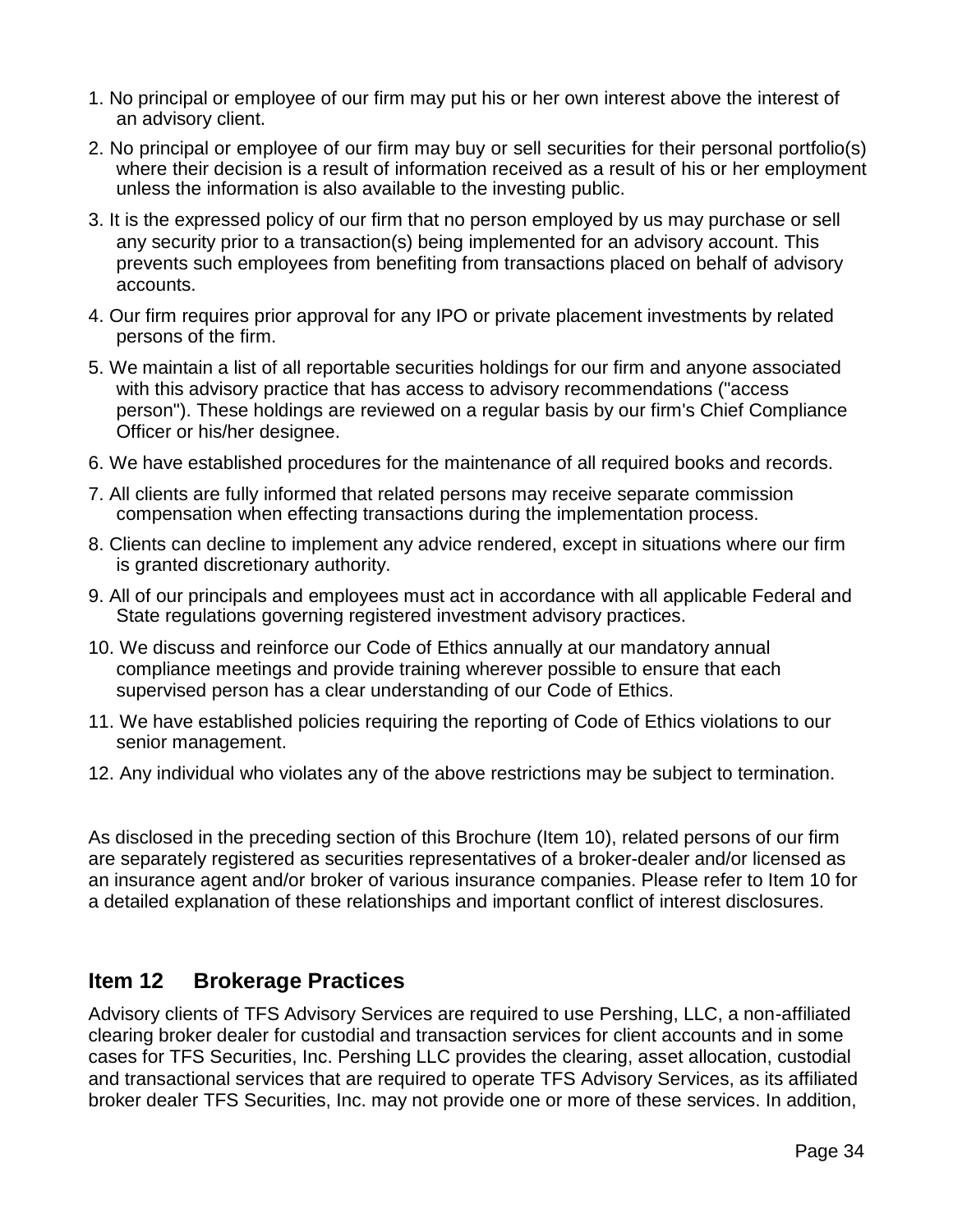1. No principal or employee of our firm may put his or her own interest above the interest of an advisory client.
2. No principal or employee of our firm may buy or sell securities for their personal portfolio(s) where their decision is a result of information received as a result of his or her employment unless the information is also available to the investing public.
3. It is the expressed policy of our firm that no person employed by us may purchase or sell any security prior to a transaction(s) being implemented for an advisory account. This prevents such employees from benefiting from transactions placed on behalf of advisory accounts.
4. Our firm requires prior approval for any IPO or private placement investments by related persons of the firm.
5. We maintain a list of all reportable securities holdings for our firm and anyone associated with this advisory practice that has access to advisory recommendations ("access person"). These holdings are reviewed on a regular basis by our firm's Chief Compliance Officer or his/her designee.
6. We have established procedures for the maintenance of all required books and records.
7. All clients are fully informed that related persons may receive separate commission compensation when effecting transactions during the implementation process.
8. Clients can decline to implement any advice rendered, except in situations where our firm is granted discretionary authority.
9. All of our principals and employees must act in accordance with all applicable Federal and State regulations governing registered investment advisory practices.
10. We discuss and reinforce our Code of Ethics annually at our mandatory annual compliance meetings and provide training wherever possible to ensure that each supervised person has a clear understanding of our Code of Ethics.
11. We have established policies requiring the reporting of Code of Ethics violations to our senior management.
12. Any individual who violates any of the above restrictions may be subject to termination.

As disclosed in the preceding section of this Brochure (Item 10), related persons of our firm are separately registered as securities representatives of a broker-dealer and/or licensed as an insurance agent and/or broker of various insurance companies. Please refer to Item 10 for a detailed explanation of these relationships and important conflict of interest disclosures.

## Item 12 Brokerage Practices

Advisory clients of TFS Advisory Services are required to use Pershing, LLC, a non-affiliated clearing broker dealer for custodial and transaction services for client accounts and in some cases for TFS Securities, Inc. Pershing LLC provides the clearing, asset allocation, custodial and transactional services that are required to operate TFS Advisory Services, as its affiliated broker dealer TFS Securities, Inc. may not provide one or more of these services. In addition,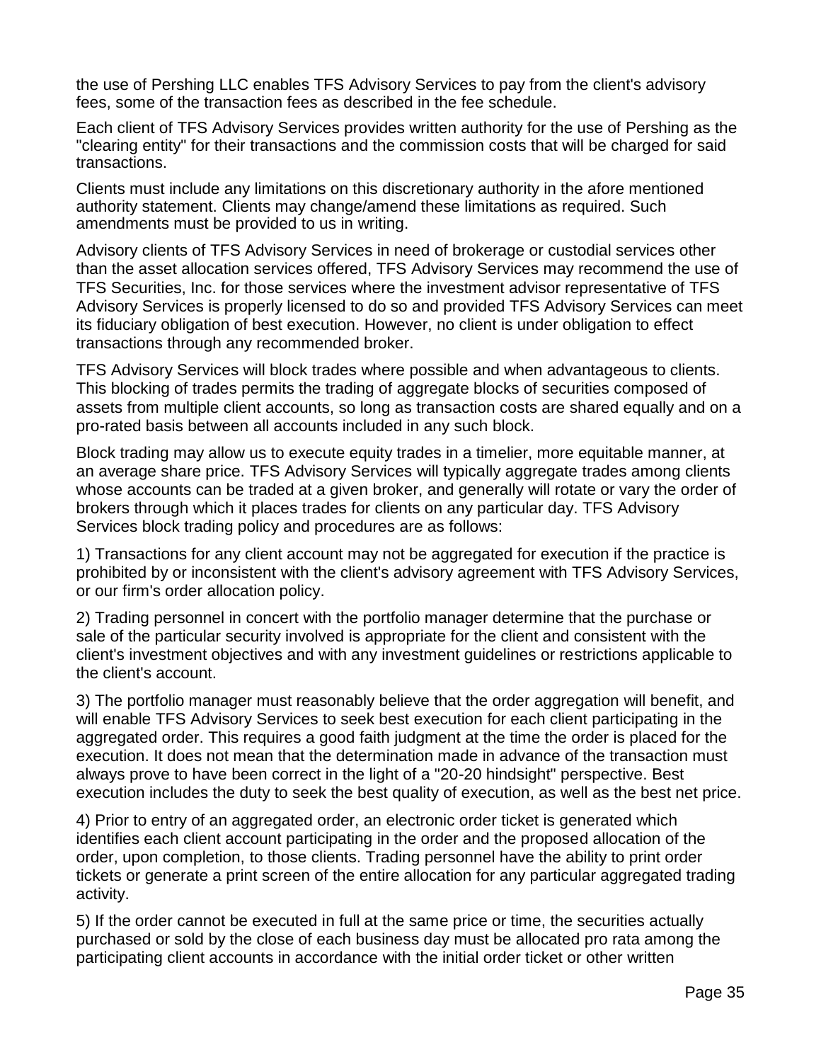the use of Pershing LLC enables TFS Advisory Services to pay from the client's advisory fees, some of the transaction fees as described in the fee schedule.

Each client of TFS Advisory Services provides written authority for the use of Pershing as the "clearing entity" for their transactions and the commission costs that will be charged for said transactions.

Clients must include any limitations on this discretionary authority in the afore mentioned authority statement. Clients may change/amend these limitations as required. Such amendments must be provided to us in writing.

Advisory clients of TFS Advisory Services in need of brokerage or custodial services other than the asset allocation services offered, TFS Advisory Services may recommend the use of TFS Securities, Inc. for those services where the investment advisor representative of TFS Advisory Services is properly licensed to do so and provided TFS Advisory Services can meet its fiduciary obligation of best execution. However, no client is under obligation to effect transactions through any recommended broker.

TFS Advisory Services will block trades where possible and when advantageous to clients. This blocking of trades permits the trading of aggregate blocks of securities composed of assets from multiple client accounts, so long as transaction costs are shared equally and on a pro-rated basis between all accounts included in any such block.

Block trading may allow us to execute equity trades in a timelier, more equitable manner, at an average share price. TFS Advisory Services will typically aggregate trades among clients whose accounts can be traded at a given broker, and generally will rotate or vary the order of brokers through which it places trades for clients on any particular day. TFS Advisory Services block trading policy and procedures are as follows:

1) Transactions for any client account may not be aggregated for execution if the practice is prohibited by or inconsistent with the client's advisory agreement with TFS Advisory Services, or our firm's order allocation policy.

2) Trading personnel in concert with the portfolio manager determine that the purchase or sale of the particular security involved is appropriate for the client and consistent with the client's investment objectives and with any investment guidelines or restrictions applicable to the client's account.

3) The portfolio manager must reasonably believe that the order aggregation will benefit, and will enable TFS Advisory Services to seek best execution for each client participating in the aggregated order. This requires a good faith judgment at the time the order is placed for the execution. It does not mean that the determination made in advance of the transaction must always prove to have been correct in the light of a "20-20 hindsight" perspective. Best execution includes the duty to seek the best quality of execution, as well as the best net price.

4) Prior to entry of an aggregated order, an electronic order ticket is generated which identifies each client account participating in the order and the proposed allocation of the order, upon completion, to those clients. Trading personnel have the ability to print order tickets or generate a print screen of the entire allocation for any particular aggregated trading activity.

5) If the order cannot be executed in full at the same price or time, the securities actually purchased or sold by the close of each business day must be allocated pro rata among the participating client accounts in accordance with the initial order ticket or other written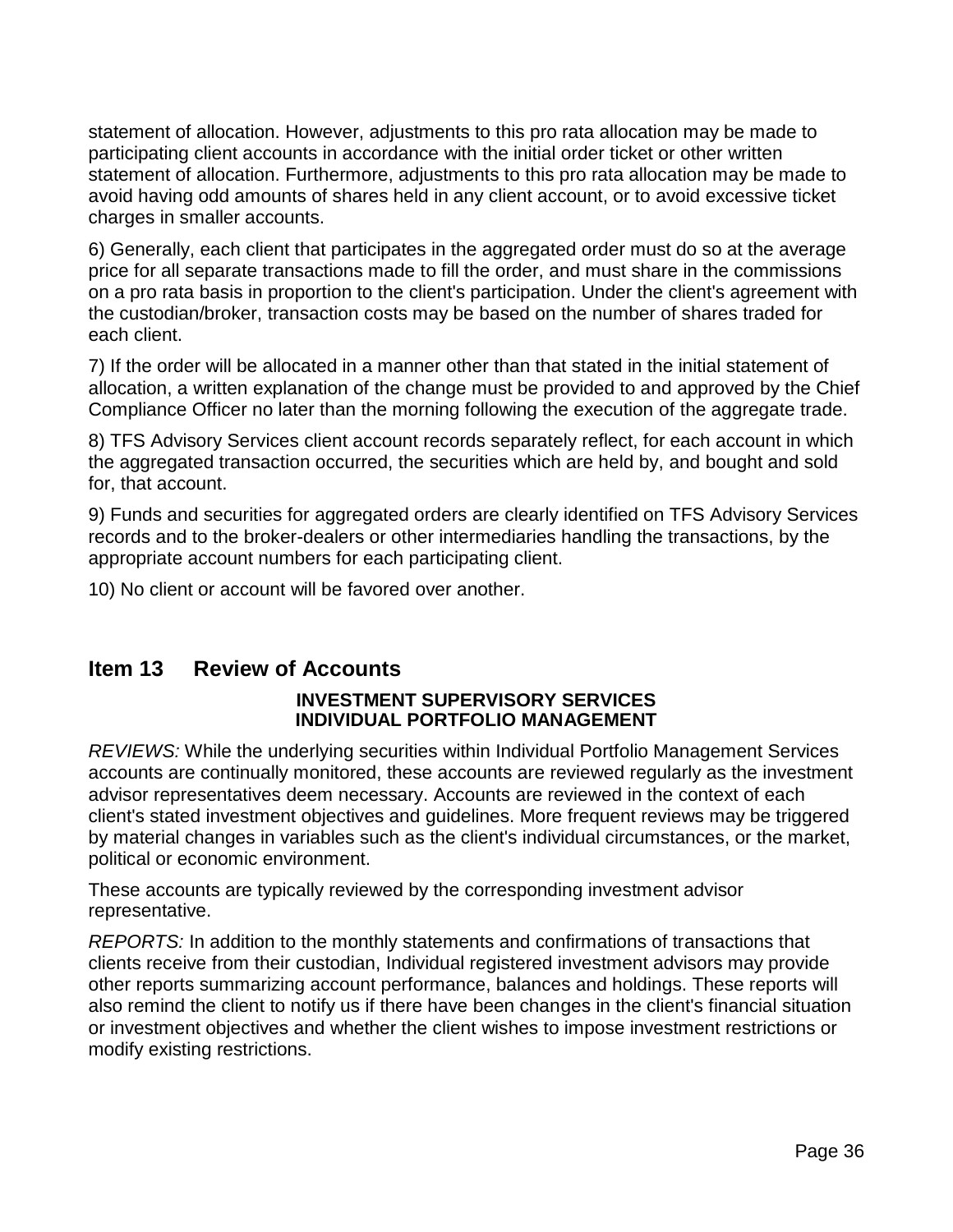statement of allocation. However, adjustments to this pro rata allocation may be made to participating client accounts in accordance with the initial order ticket or other written statement of allocation. Furthermore, adjustments to this pro rata allocation may be made to avoid having odd amounts of shares held in any client account, or to avoid excessive ticket charges in smaller accounts.

6) Generally, each client that participates in the aggregated order must do so at the average price for all separate transactions made to fill the order, and must share in the commissions on a pro rata basis in proportion to the client's participation. Under the client's agreement with the custodian/broker, transaction costs may be based on the number of shares traded for each client.

7) If the order will be allocated in a manner other than that stated in the initial statement of allocation, a written explanation of the change must be provided to and approved by the Chief Compliance Officer no later than the morning following the execution of the aggregate trade.

8) TFS Advisory Services client account records separately reflect, for each account in which the aggregated transaction occurred, the securities which are held by, and bought and sold for, that account.

9) Funds and securities for aggregated orders are clearly identified on TFS Advisory Services records and to the broker-dealers or other intermediaries handling the transactions, by the appropriate account numbers for each participating client.

10) No client or account will be favored over another.

## Item 13 Review of Accounts

**INVESTMENT SUPERVISORY SERVICES**
**INDIVIDUAL PORTFOLIO MANAGEMENT**

*REVIEWS:* While the underlying securities within Individual Portfolio Management Services accounts are continually monitored, these accounts are reviewed regularly as the investment advisor representatives deem necessary. Accounts are reviewed in the context of each client's stated investment objectives and guidelines. More frequent reviews may be triggered by material changes in variables such as the client's individual circumstances, or the market, political or economic environment.

These accounts are typically reviewed by the corresponding investment advisor representative.

*REPORTS:* In addition to the monthly statements and confirmations of transactions that clients receive from their custodian, Individual registered investment advisors may provide other reports summarizing account performance, balances and holdings. These reports will also remind the client to notify us if there have been changes in the client's financial situation or investment objectives and whether the client wishes to impose investment restrictions or modify existing restrictions.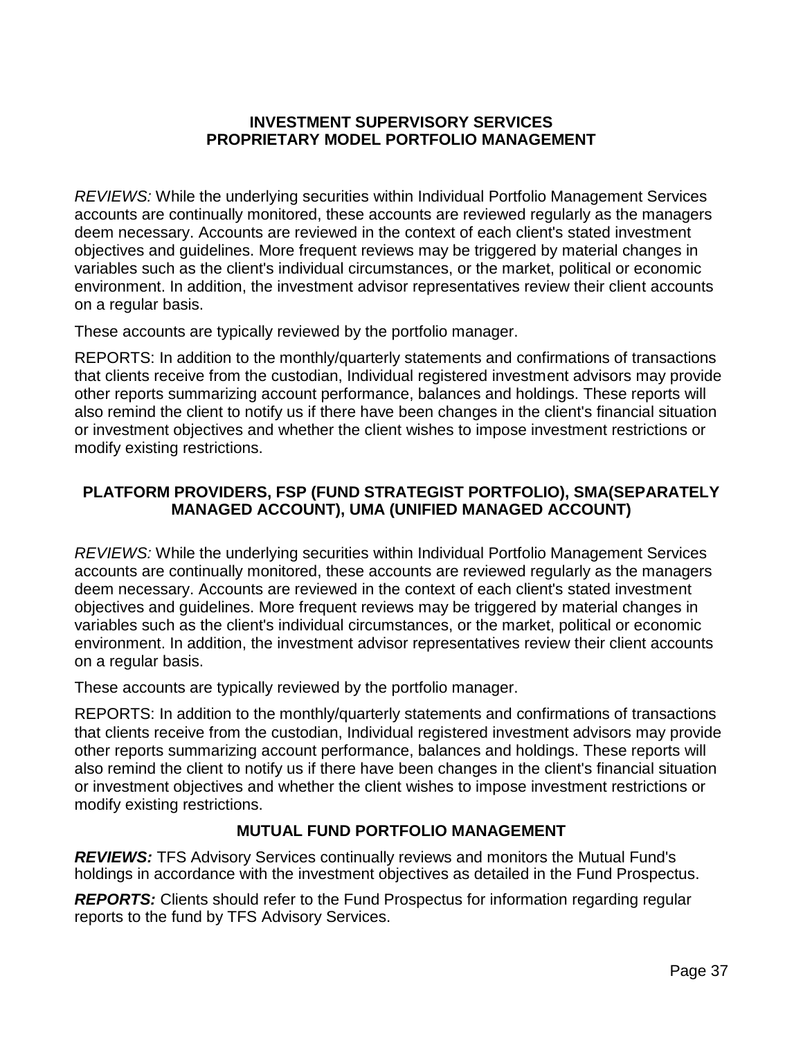**INVESTMENT SUPERVISORY SERVICES**
**PROPRIETARY MODEL PORTFOLIO MANAGEMENT**

*REVIEWS:* While the underlying securities within Individual Portfolio Management Services accounts are continually monitored, these accounts are reviewed regularly as the managers deem necessary. Accounts are reviewed in the context of each client's stated investment objectives and guidelines. More frequent reviews may be triggered by material changes in variables such as the client's individual circumstances, or the market, political or economic environment. In addition, the investment advisor representatives review their client accounts on a regular basis.

These accounts are typically reviewed by the portfolio manager.

REPORTS: In addition to the monthly/quarterly statements and confirmations of transactions that clients receive from the custodian, Individual registered investment advisors may provide other reports summarizing account performance, balances and holdings. These reports will also remind the client to notify us if there have been changes in the client's financial situation or investment objectives and whether the client wishes to impose investment restrictions or modify existing restrictions.

**PLATFORM PROVIDERS, FSP (FUND STRATEGIST PORTFOLIO), SMA(SEPARATELY MANAGED ACCOUNT), UMA (UNIFIED MANAGED ACCOUNT)**

*REVIEWS:* While the underlying securities within Individual Portfolio Management Services accounts are continually monitored, these accounts are reviewed regularly as the managers deem necessary. Accounts are reviewed in the context of each client's stated investment objectives and guidelines. More frequent reviews may be triggered by material changes in variables such as the client's individual circumstances, or the market, political or economic environment. In addition, the investment advisor representatives review their client accounts on a regular basis.

These accounts are typically reviewed by the portfolio manager.

REPORTS: In addition to the monthly/quarterly statements and confirmations of transactions that clients receive from the custodian, Individual registered investment advisors may provide other reports summarizing account performance, balances and holdings. These reports will also remind the client to notify us if there have been changes in the client's financial situation or investment objectives and whether the client wishes to impose investment restrictions or modify existing restrictions.

**MUTUAL FUND PORTFOLIO MANAGEMENT**

***REVIEWS:*** TFS Advisory Services continually reviews and monitors the Mutual Fund's holdings in accordance with the investment objectives as detailed in the Fund Prospectus.

***REPORTS:*** Clients should refer to the Fund Prospectus for information regarding regular reports to the fund by TFS Advisory Services.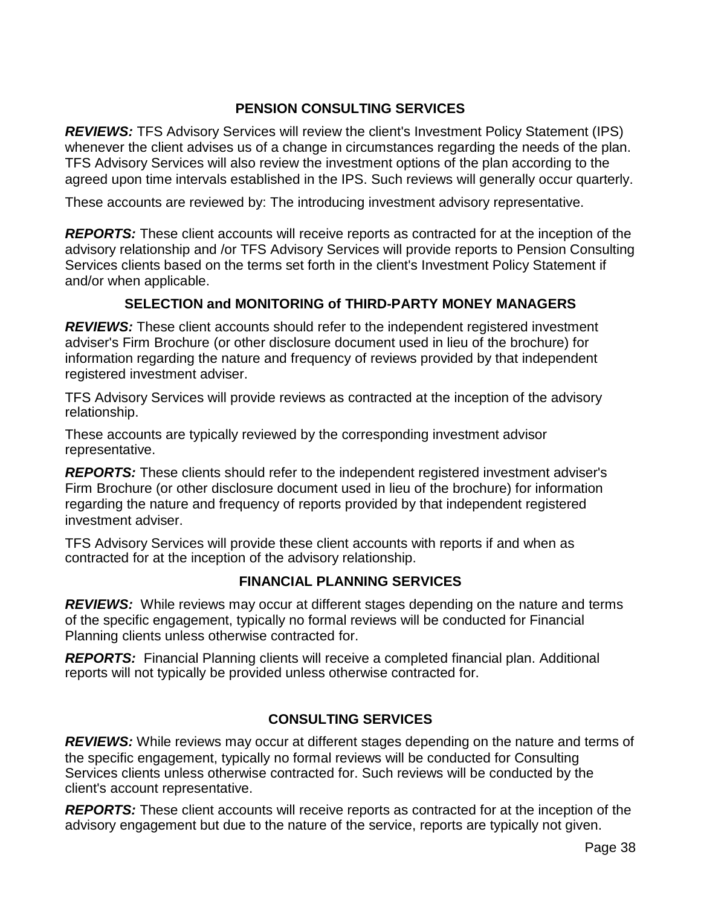## PENSION CONSULTING SERVICES

***REVIEWS:*** TFS Advisory Services will review the client's Investment Policy Statement (IPS) whenever the client advises us of a change in circumstances regarding the needs of the plan. TFS Advisory Services will also review the investment options of the plan according to the agreed upon time intervals established in the IPS. Such reviews will generally occur quarterly.

These accounts are reviewed by: The introducing investment advisory representative.

***REPORTS:*** These client accounts will receive reports as contracted for at the inception of the advisory relationship and /or TFS Advisory Services will provide reports to Pension Consulting Services clients based on the terms set forth in the client's Investment Policy Statement if and/or when applicable.

## SELECTION and MONITORING of THIRD-PARTY MONEY MANAGERS

***REVIEWS:*** These client accounts should refer to the independent registered investment adviser's Firm Brochure (or other disclosure document used in lieu of the brochure) for information regarding the nature and frequency of reviews provided by that independent registered investment adviser.

TFS Advisory Services will provide reviews as contracted at the inception of the advisory relationship.

These accounts are typically reviewed by the corresponding investment advisor representative.

***REPORTS:*** These clients should refer to the independent registered investment adviser's Firm Brochure (or other disclosure document used in lieu of the brochure) for information regarding the nature and frequency of reports provided by that independent registered investment adviser.

TFS Advisory Services will provide these client accounts with reports if and when as contracted for at the inception of the advisory relationship.

## FINANCIAL PLANNING SERVICES

***REVIEWS:*** While reviews may occur at different stages depending on the nature and terms of the specific engagement, typically no formal reviews will be conducted for Financial Planning clients unless otherwise contracted for.

***REPORTS:*** Financial Planning clients will receive a completed financial plan. Additional reports will not typically be provided unless otherwise contracted for.

## CONSULTING SERVICES

***REVIEWS:*** While reviews may occur at different stages depending on the nature and terms of the specific engagement, typically no formal reviews will be conducted for Consulting Services clients unless otherwise contracted for. Such reviews will be conducted by the client's account representative.

***REPORTS:*** These client accounts will receive reports as contracted for at the inception of the advisory engagement but due to the nature of the service, reports are typically not given.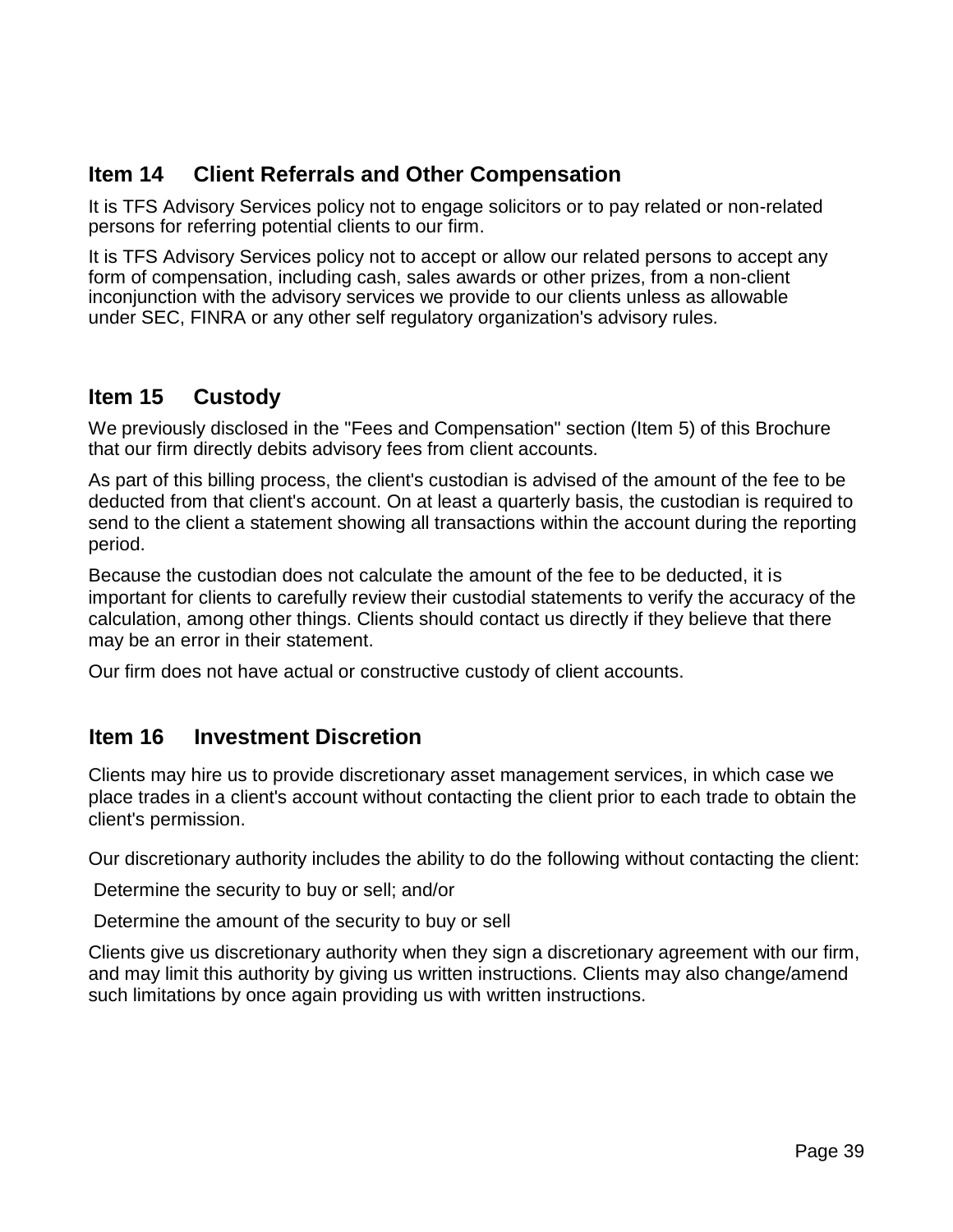## Item 14 Client Referrals and Other Compensation

It is TFS Advisory Services policy not to engage solicitors or to pay related or non-related persons for referring potential clients to our firm.

It is TFS Advisory Services policy not to accept or allow our related persons to accept any form of compensation, including cash, sales awards or other prizes, from a non-client inconjunction with the advisory services we provide to our clients unless as allowable under SEC, FINRA or any other self regulatory organization's advisory rules.

## Item 15 Custody

We previously disclosed in the "Fees and Compensation" section (Item 5) of this Brochure that our firm directly debits advisory fees from client accounts.

As part of this billing process, the client's custodian is advised of the amount of the fee to be deducted from that client's account. On at least a quarterly basis, the custodian is required to send to the client a statement showing all transactions within the account during the reporting period.

Because the custodian does not calculate the amount of the fee to be deducted, it is important for clients to carefully review their custodial statements to verify the accuracy of the calculation, among other things. Clients should contact us directly if they believe that there may be an error in their statement.

Our firm does not have actual or constructive custody of client accounts.

## Item 16 Investment Discretion

Clients may hire us to provide discretionary asset management services, in which case we place trades in a client's account without contacting the client prior to each trade to obtain the client's permission.

Our discretionary authority includes the ability to do the following without contacting the client:

- Determine the security to buy or sell; and/or
- Determine the amount of the security to buy or sell

Clients give us discretionary authority when they sign a discretionary agreement with our firm, and may limit this authority by giving us written instructions. Clients may also change/amend such limitations by once again providing us with written instructions.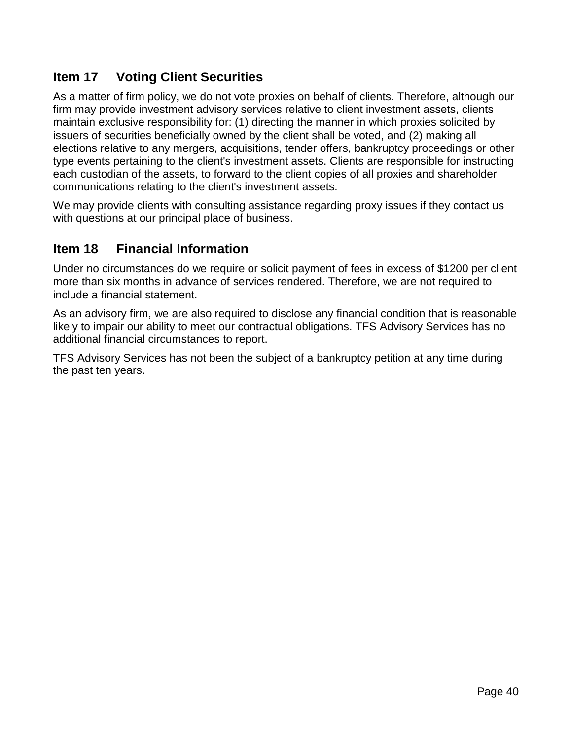## Item 17 Voting Client Securities

As a matter of firm policy, we do not vote proxies on behalf of clients. Therefore, although our firm may provide investment advisory services relative to client investment assets, clients maintain exclusive responsibility for: (1) directing the manner in which proxies solicited by issuers of securities beneficially owned by the client shall be voted, and (2) making all elections relative to any mergers, acquisitions, tender offers, bankruptcy proceedings or other type events pertaining to the client's investment assets. Clients are responsible for instructing each custodian of the assets, to forward to the client copies of all proxies and shareholder communications relating to the client's investment assets.

We may provide clients with consulting assistance regarding proxy issues if they contact us with questions at our principal place of business.

## Item 18 Financial Information

Under no circumstances do we require or solicit payment of fees in excess of $1200 per client more than six months in advance of services rendered. Therefore, we are not required to include a financial statement.

As an advisory firm, we are also required to disclose any financial condition that is reasonable likely to impair our ability to meet our contractual obligations. TFS Advisory Services has no additional financial circumstances to report.

TFS Advisory Services has not been the subject of a bankruptcy petition at any time during the past ten years.